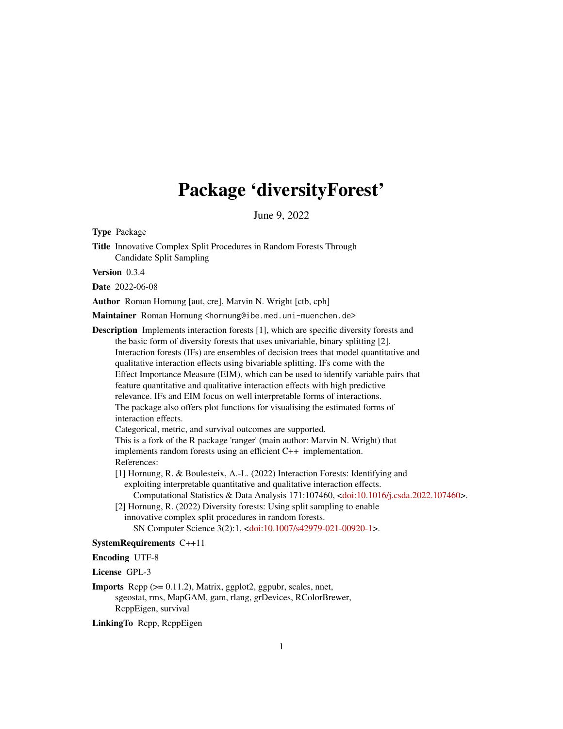# Package 'diversityForest'

June 9, 2022

**Type** Package

**Title** Innovative Complex Split Procedures in Random Forests Through Candidate Split Sampling

**Version** 0.3.4

**Date** 2022-06-08

**Author** Roman Hornung [aut, cre], Marvin N. Wright [ctb, cph]

**Maintainer** Roman Hornung <hornung@ibe.med.uni-muenchen.de>

**Description** Implements interaction forests [1], which are specific diversity forests and the basic form of diversity forests that uses univariable, binary splitting [2]. Interaction forests (IFs) are ensembles of decision trees that model quantitative and qualitative interaction effects using bivariable splitting. IFs come with the Effect Importance Measure (EIM), which can be used to identify variable pairs that feature quantitative and qualitative interaction effects with high predictive relevance. IFs and EIM focus on well interpretable forms of interactions. The package also offers plot functions for visualising the estimated forms of interaction effects.
Categorical, metric, and survival outcomes are supported.
This is a fork of the R package 'ranger' (main author: Marvin N. Wright) that implements random forests using an efficient C++ implementation.
References:
[1] Hornung, R. & Boulesteix, A.-L. (2022) Interaction Forests: Identifying and exploiting interpretable quantitative and qualitative interaction effects. Computational Statistics & Data Analysis 171:107460, <doi:10.1016/j.csda.2022.107460>.
[2] Hornung, R. (2022) Diversity forests: Using split sampling to enable innovative complex split procedures in random forests. SN Computer Science 3(2):1, <doi:10.1007/s42979-021-00920-1>.

**SystemRequirements** C++11

**Encoding** UTF-8

**License** GPL-3

**Imports** Rcpp (>= 0.11.2), Matrix, ggplot2, ggpubr, scales, nnet, sgeostat, rms, MapGAM, gam, rlang, grDevices, RColorBrewer, RcppEigen, survival

**LinkingTo** Rcpp, RcppEigen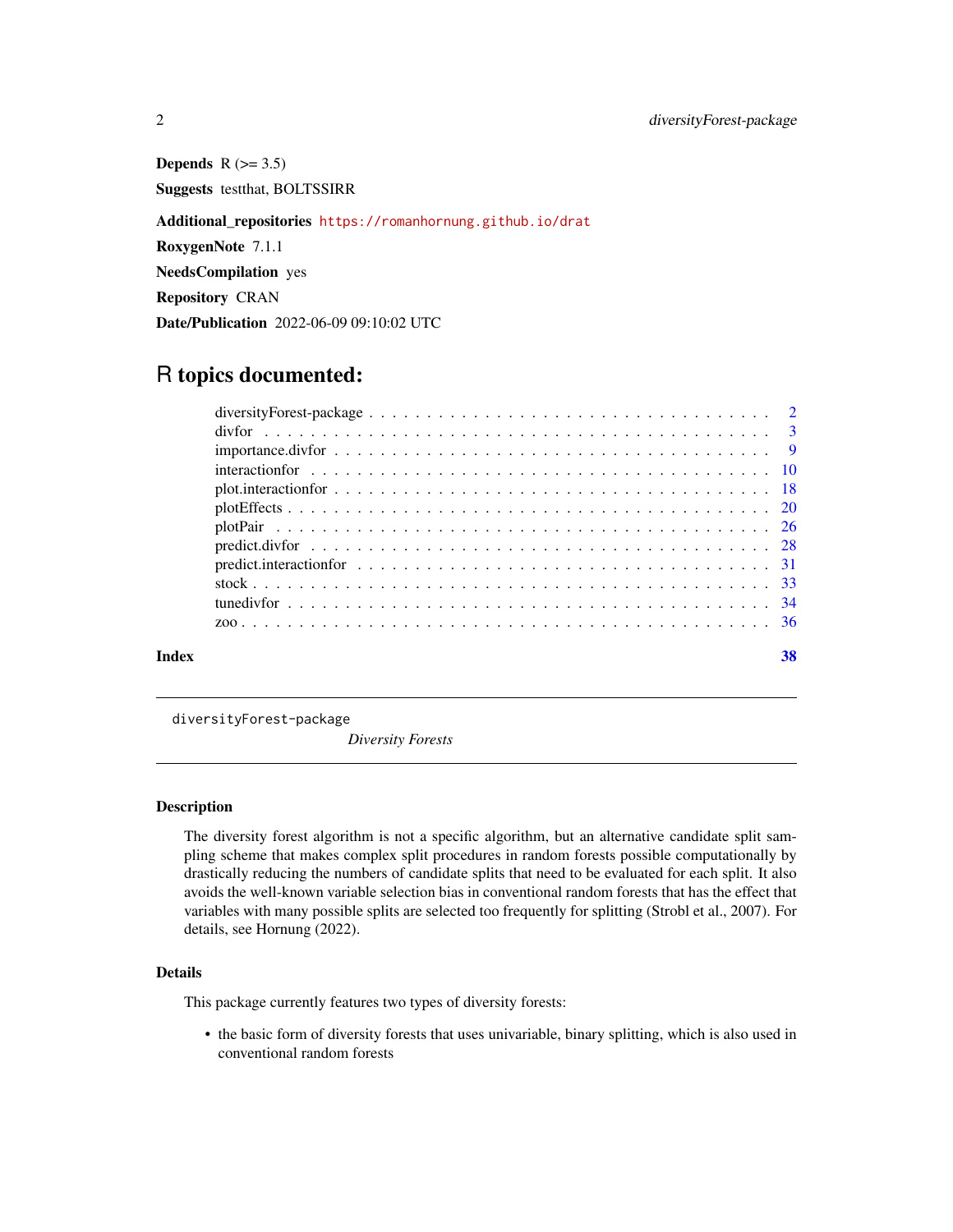**Depends** R (>= 3.5)

**Suggests** testthat, BOLTSSIRR

**Additional_repositories** https://romanhornung.github.io/drat

**RoxygenNote** 7.1.1

**NeedsCompilation** yes

**Repository** CRAN

**Date/Publication** 2022-06-09 09:10:02 UTC

# R topics documented:

| | |
|---|---|
| diversityForest-package | 2 |
| divfor | 3 |
| importance.divfor | 9 |
| interactionfor | 10 |
| plot.interactionfor | 18 |
| plotEffects | 20 |
| plotPair | 26 |
| predict.divfor | 28 |
| predict.interactionfor | 31 |
| stock | 33 |
| tunedivfor | 34 |
| zoo | 36 |
| **Index** | **38** |

---

`diversityForest-package` *Diversity Forests*

---

### Description

The diversity forest algorithm is not a specific algorithm, but an alternative candidate split sampling scheme that makes complex split procedures in random forests possible computationally by drastically reducing the numbers of candidate splits that need to be evaluated for each split. It also avoids the well-known variable selection bias in conventional random forests that has the effect that variables with many possible splits are selected too frequently for splitting (Strobl et al., 2007). For details, see Hornung (2022).

### Details

This package currently features two types of diversity forests:

- the basic form of diversity forests that uses univariable, binary splitting, which is also used in conventional random forests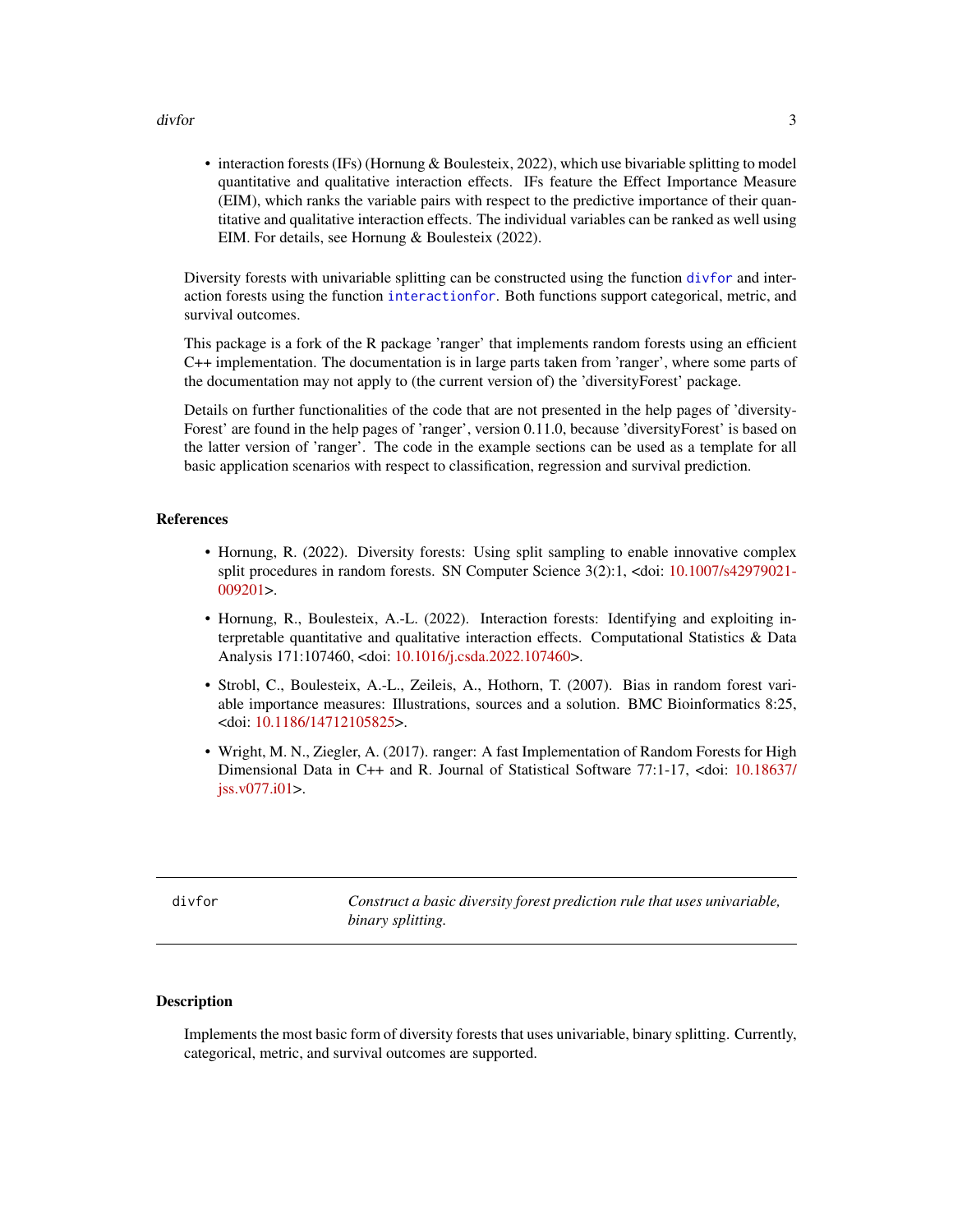- interaction forests (IFs) (Hornung & Boulesteix, 2022), which use bivariable splitting to model quantitative and qualitative interaction effects. IFs feature the Effect Importance Measure (EIM), which ranks the variable pairs with respect to the predictive importance of their quantitative and qualitative interaction effects. The individual variables can be ranked as well using EIM. For details, see Hornung & Boulesteix (2022).

Diversity forests with univariable splitting can be constructed using the function `divfor` and interaction forests using the function `interactionfor`. Both functions support categorical, metric, and survival outcomes.

This package is a fork of the R package 'ranger' that implements random forests using an efficient C++ implementation. The documentation is in large parts taken from 'ranger', where some parts of the documentation may not apply to (the current version of) the 'diversityForest' package.

Details on further functionalities of the code that are not presented in the help pages of 'diversityForest' are found in the help pages of 'ranger', version 0.11.0, because 'diversityForest' is based on the latter version of 'ranger'. The code in the example sections can be used as a template for all basic application scenarios with respect to classification, regression and survival prediction.

### References

- Hornung, R. (2022). Diversity forests: Using split sampling to enable innovative complex split procedures in random forests. SN Computer Science 3(2):1, <doi: 10.1007/s42979021-009201>.
- Hornung, R., Boulesteix, A.-L. (2022). Interaction forests: Identifying and exploiting interpretable quantitative and qualitative interaction effects. Computational Statistics & Data Analysis 171:107460, <doi: 10.1016/j.csda.2022.107460>.
- Strobl, C., Boulesteix, A.-L., Zeileis, A., Hothorn, T. (2007). Bias in random forest variable importance measures: Illustrations, sources and a solution. BMC Bioinformatics 8:25, <doi: 10.1186/14712105825>.
- Wright, M. N., Ziegler, A. (2017). ranger: A fast Implementation of Random Forests for High Dimensional Data in C++ and R. Journal of Statistical Software 77:1-17, <doi: 10.18637/jss.v077.i01>.

---

## divfor — *Construct a basic diversity forest prediction rule that uses univariable, binary splitting.*

---

### Description

Implements the most basic form of diversity forests that uses univariable, binary splitting. Currently, categorical, metric, and survival outcomes are supported.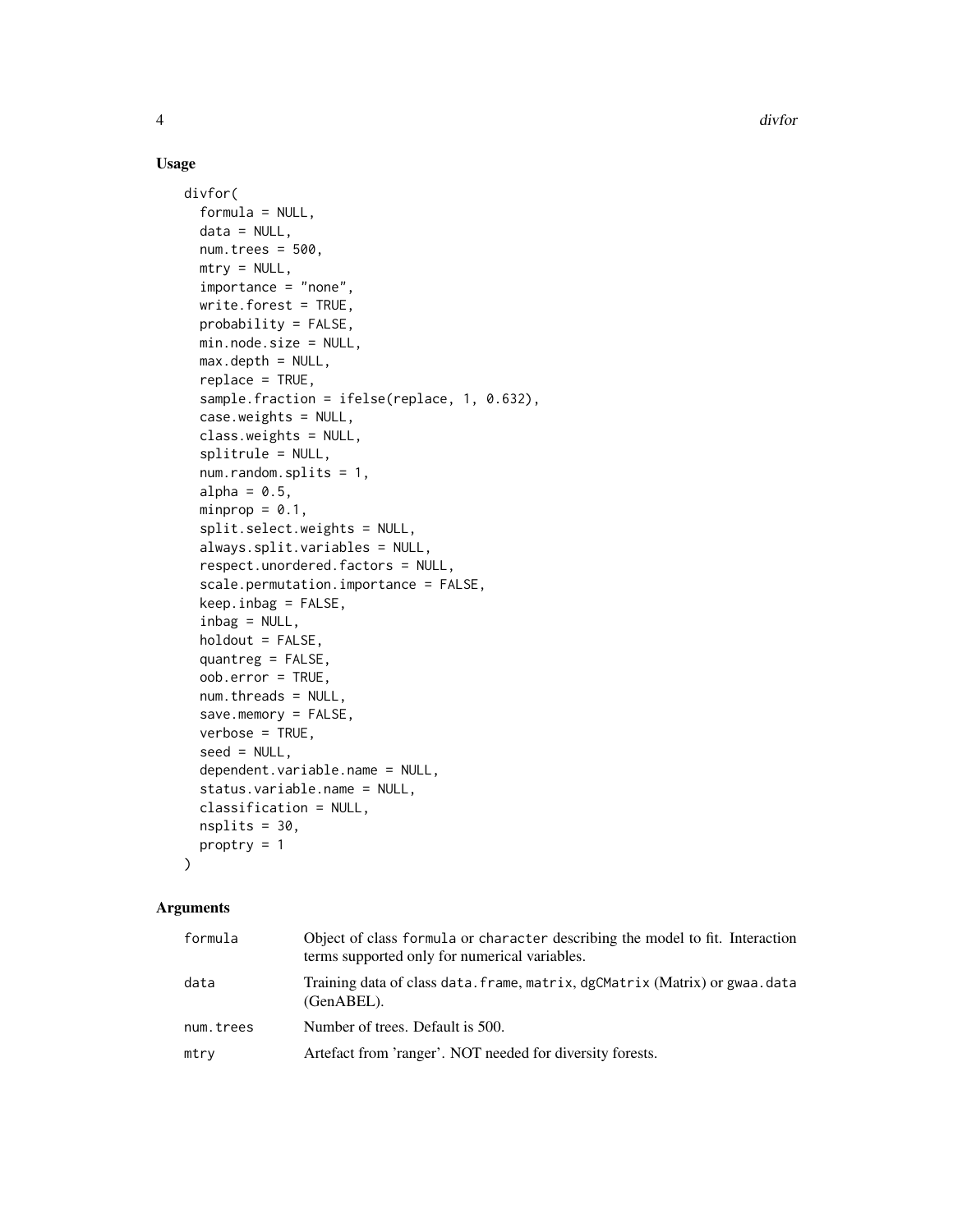## Usage

```
divfor(
  formula = NULL,
  data = NULL,
  num.trees = 500,
  mtry = NULL,
  importance = "none",
  write.forest = TRUE,
  probability = FALSE,
  min.node.size = NULL,
  max.depth = NULL,
  replace = TRUE,
  sample.fraction = ifelse(replace, 1, 0.632),
  case.weights = NULL,
  class.weights = NULL,
  splitrule = NULL,
  num.random.splits = 1,
  alpha = 0.5,
  minprop = 0.1,
  split.select.weights = NULL,
  always.split.variables = NULL,
  respect.unordered.factors = NULL,
  scale.permutation.importance = FALSE,
  keep.inbag = FALSE,
  inbag = NULL,
  holdout = FALSE,
  quantreg = FALSE,
  oob.error = TRUE,
  num.threads = NULL,
  save.memory = FALSE,
  verbose = TRUE,
  seed = NULL,
  dependent.variable.name = NULL,
  status.variable.name = NULL,
  classification = NULL,
  nsplits = 30,
  proptry = 1
)
```

## Arguments

| | |
|---|---|
| formula | Object of class formula or character describing the model to fit. Interaction terms supported only for numerical variables. |
| data | Training data of class data.frame, matrix, dgCMatrix (Matrix) or gwaa.data (GenABEL). |
| num.trees | Number of trees. Default is 500. |
| mtry | Artefact from 'ranger'. NOT needed for diversity forests. |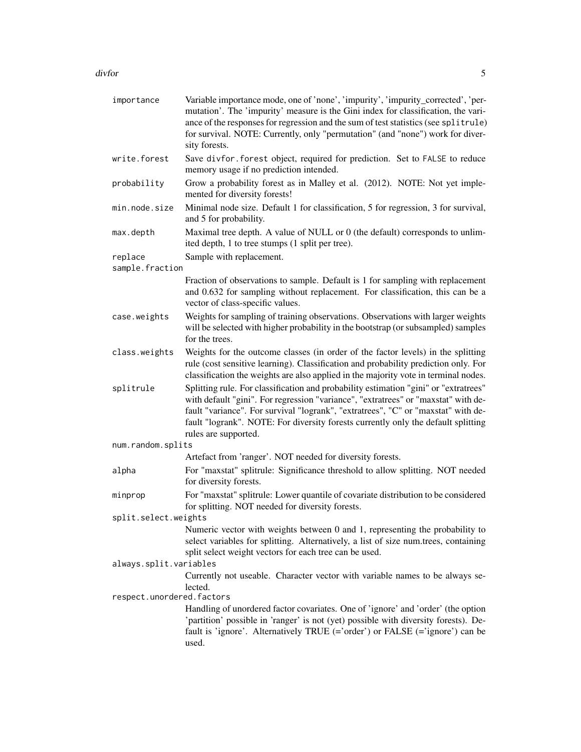| | |
|---|---|
| `importance` | Variable importance mode, one of 'none', 'impurity', 'impurity_corrected', 'permutation'. The 'impurity' measure is the Gini index for classification, the variance of the responses for regression and the sum of test statistics (see `splitrule`) for survival. NOTE: Currently, only "permutation" (and "none") work for diversity forests. |
| `write.forest` | Save `divfor.forest` object, required for prediction. Set to `FALSE` to reduce memory usage if no prediction intended. |
| `probability` | Grow a probability forest as in Malley et al. (2012). NOTE: Not yet implemented for diversity forests! |
| `min.node.size` | Minimal node size. Default 1 for classification, 5 for regression, 3 for survival, and 5 for probability. |
| `max.depth` | Maximal tree depth. A value of NULL or 0 (the default) corresponds to unlimited depth, 1 to tree stumps (1 split per tree). |
| `replace` | Sample with replacement. |
| `sample.fraction` | Fraction of observations to sample. Default is 1 for sampling with replacement and 0.632 for sampling without replacement. For classification, this can be a vector of class-specific values. |
| `case.weights` | Weights for sampling of training observations. Observations with larger weights will be selected with higher probability in the bootstrap (or subsampled) samples for the trees. |
| `class.weights` | Weights for the outcome classes (in order of the factor levels) in the splitting rule (cost sensitive learning). Classification and probability prediction only. For classification the weights are also applied in the majority vote in terminal nodes. |
| `splitrule` | Splitting rule. For classification and probability estimation "gini" or "extratrees" with default "gini". For regression "variance", "extratrees" or "maxstat" with default "variance". For survival "logrank", "extratrees", "C" or "maxstat" with default "logrank". NOTE: For diversity forests currently only the default splitting rules are supported. |
| `num.random.splits` | Artefact from 'ranger'. NOT needed for diversity forests. |
| `alpha` | For "maxstat" splitrule: Significance threshold to allow splitting. NOT needed for diversity forests. |
| `minprop` | For "maxstat" splitrule: Lower quantile of covariate distribution to be considered for splitting. NOT needed for diversity forests. |
| `split.select.weights` | Numeric vector with weights between 0 and 1, representing the probability to select variables for splitting. Alternatively, a list of size num.trees, containing split select weight vectors for each tree can be used. |
| `always.split.variables` | Currently not useable. Character vector with variable names to be always selected. |
| `respect.unordered.factors` | Handling of unordered factor covariates. One of 'ignore' and 'order' (the option 'partition' possible in 'ranger' is not (yet) possible with diversity forests). Default is 'ignore'. Alternatively TRUE (='order') or FALSE (='ignore') can be used. |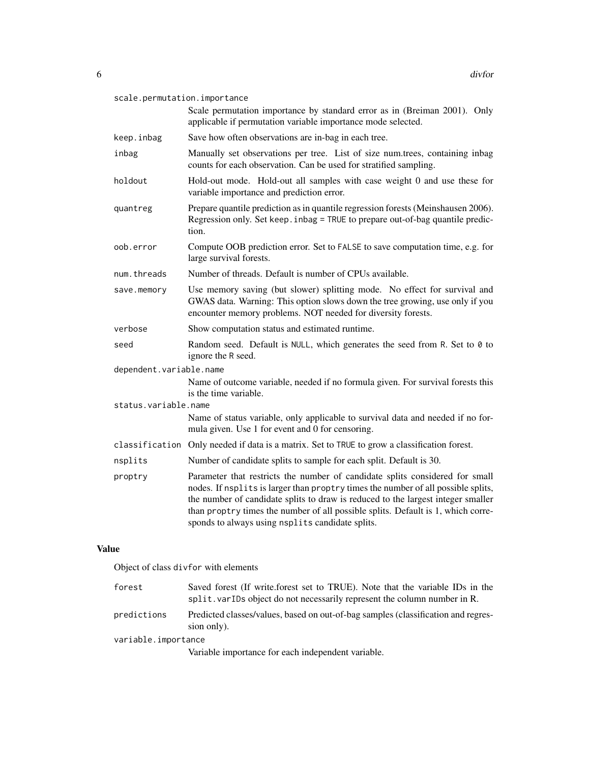| | |
|---|---|
| `scale.permutation.importance` | Scale permutation importance by standard error as in (Breiman 2001). Only applicable if permutation variable importance mode selected. |
| `keep.inbag` | Save how often observations are in-bag in each tree. |
| `inbag` | Manually set observations per tree. List of size num.trees, containing inbag counts for each observation. Can be used for stratified sampling. |
| `holdout` | Hold-out mode. Hold-out all samples with case weight 0 and use these for variable importance and prediction error. |
| `quantreg` | Prepare quantile prediction as in quantile regression forests (Meinshausen 2006). Regression only. Set `keep.inbag = TRUE` to prepare out-of-bag quantile prediction. |
| `oob.error` | Compute OOB prediction error. Set to `FALSE` to save computation time, e.g. for large survival forests. |
| `num.threads` | Number of threads. Default is number of CPUs available. |
| `save.memory` | Use memory saving (but slower) splitting mode. No effect for survival and GWAS data. Warning: This option slows down the tree growing, use only if you encounter memory problems. NOT needed for diversity forests. |
| `verbose` | Show computation status and estimated runtime. |
| `seed` | Random seed. Default is `NULL`, which generates the seed from `R`. Set to `0` to ignore the `R` seed. |
| `dependent.variable.name` | Name of outcome variable, needed if no formula given. For survival forests this is the time variable. |
| `status.variable.name` | Name of status variable, only applicable to survival data and needed if no formula given. Use 1 for event and 0 for censoring. |
| `classification` | Only needed if data is a matrix. Set to `TRUE` to grow a classification forest. |
| `nsplits` | Number of candidate splits to sample for each split. Default is 30. |
| `proptry` | Parameter that restricts the number of candidate splits considered for small nodes. If `nsplits` is larger than `proptry` times the number of all possible splits, the number of candidate splits to draw is reduced to the largest integer smaller than `proptry` times the number of all possible splits. Default is 1, which corresponds to always using `nsplits` candidate splits. |

## Value

Object of class `divfor` with elements

| | |
|---|---|
| `forest` | Saved forest (If write.forest set to TRUE). Note that the variable IDs in the `split.varIDs` object do not necessarily represent the column number in R. |
| `predictions` | Predicted classes/values, based on out-of-bag samples (classification and regression only). |
| `variable.importance` | Variable importance for each independent variable. |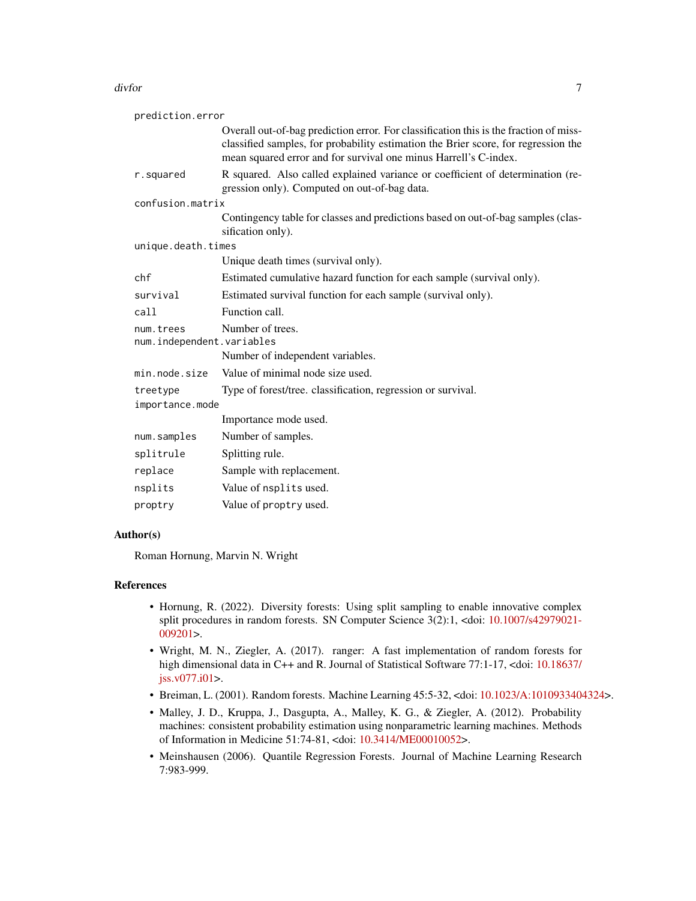| | |
|---|---|
| `prediction.error` | Overall out-of-bag prediction error. For classification this is the fraction of missclassified samples, for probability estimation the Brier score, for regression the mean squared error and for survival one minus Harrell's C-index. |
| `r.squared` | R squared. Also called explained variance or coefficient of determination (regression only). Computed on out-of-bag data. |
| `confusion.matrix` | Contingency table for classes and predictions based on out-of-bag samples (classification only). |
| `unique.death.times` | Unique death times (survival only). |
| `chf` | Estimated cumulative hazard function for each sample (survival only). |
| `survival` | Estimated survival function for each sample (survival only). |
| `call` | Function call. |
| `num.trees` | Number of trees. |
| `num.independent.variables` | Number of independent variables. |
| `min.node.size` | Value of minimal node size used. |
| `treetype` | Type of forest/tree. classification, regression or survival. |
| `importance.mode` | Importance mode used. |
| `num.samples` | Number of samples. |
| `splitrule` | Splitting rule. |
| `replace` | Sample with replacement. |
| `nsplits` | Value of `nsplits` used. |
| `proptry` | Value of `proptry` used. |

## Author(s)

Roman Hornung, Marvin N. Wright

## References

- Hornung, R. (2022). Diversity forests: Using split sampling to enable innovative complex split procedures in random forests. SN Computer Science 3(2):1, <doi: 10.1007/s42979021-009201>.
- Wright, M. N., Ziegler, A. (2017). ranger: A fast implementation of random forests for high dimensional data in C++ and R. Journal of Statistical Software 77:1-17, <doi: 10.18637/jss.v077.i01>.
- Breiman, L. (2001). Random forests. Machine Learning 45:5-32, <doi: 10.1023/A:1010933404324>.
- Malley, J. D., Kruppa, J., Dasgupta, A., Malley, K. G., & Ziegler, A. (2012). Probability machines: consistent probability estimation using nonparametric learning machines. Methods of Information in Medicine 51:74-81, <doi: 10.3414/ME00010052>.
- Meinshausen (2006). Quantile Regression Forests. Journal of Machine Learning Research 7:983-999.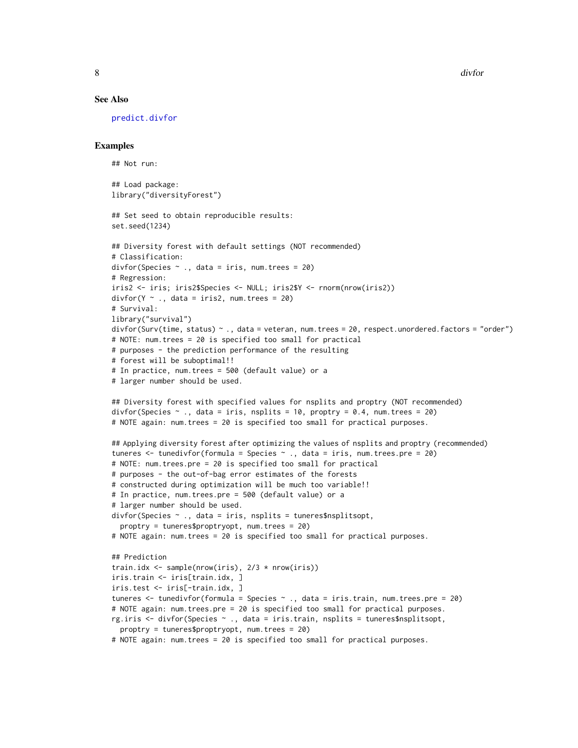## See Also

predict.divfor

## Examples

```
## Not run:

## Load package:
library("diversityForest")

## Set seed to obtain reproducible results:
set.seed(1234)

## Diversity forest with default settings (NOT recommended)
# Classification:
divfor(Species ~ ., data = iris, num.trees = 20)
# Regression:
iris2 <- iris; iris2$Species <- NULL; iris2$Y <- rnorm(nrow(iris2))
divfor(Y ~ ., data = iris2, num.trees = 20)
# Survival:
library("survival")
divfor(Surv(time, status) ~ ., data = veteran, num.trees = 20, respect.unordered.factors = "order")
# NOTE: num.trees = 20 is specified too small for practical
# purposes - the prediction performance of the resulting
# forest will be suboptimal!!
# In practice, num.trees = 500 (default value) or a
# larger number should be used.

## Diversity forest with specified values for nsplits and proptry (NOT recommended)
divfor(Species ~ ., data = iris, nsplits = 10, proptry = 0.4, num.trees = 20)
# NOTE again: num.trees = 20 is specified too small for practical purposes.

## Applying diversity forest after optimizing the values of nsplits and proptry (recommended)
tuneres <- tunedivfor(formula = Species ~ ., data = iris, num.trees.pre = 20)
# NOTE: num.trees.pre = 20 is specified too small for practical
# purposes - the out-of-bag error estimates of the forests
# constructed during optimization will be much too variable!!
# In practice, num.trees.pre = 500 (default value) or a
# larger number should be used.
divfor(Species ~ ., data = iris, nsplits = tuneres$nsplitsopt,
  proptry = tuneres$proptryopt, num.trees = 20)
# NOTE again: num.trees = 20 is specified too small for practical purposes.

## Prediction
train.idx <- sample(nrow(iris), 2/3 * nrow(iris))
iris.train <- iris[train.idx, ]
iris.test <- iris[-train.idx, ]
tuneres <- tunedivfor(formula = Species ~ ., data = iris.train, num.trees.pre = 20)
# NOTE again: num.trees.pre = 20 is specified too small for practical purposes.
rg.iris <- divfor(Species ~ ., data = iris.train, nsplits = tuneres$nsplitsopt,
  proptry = tuneres$proptryopt, num.trees = 20)
# NOTE again: num.trees = 20 is specified too small for practical purposes.
```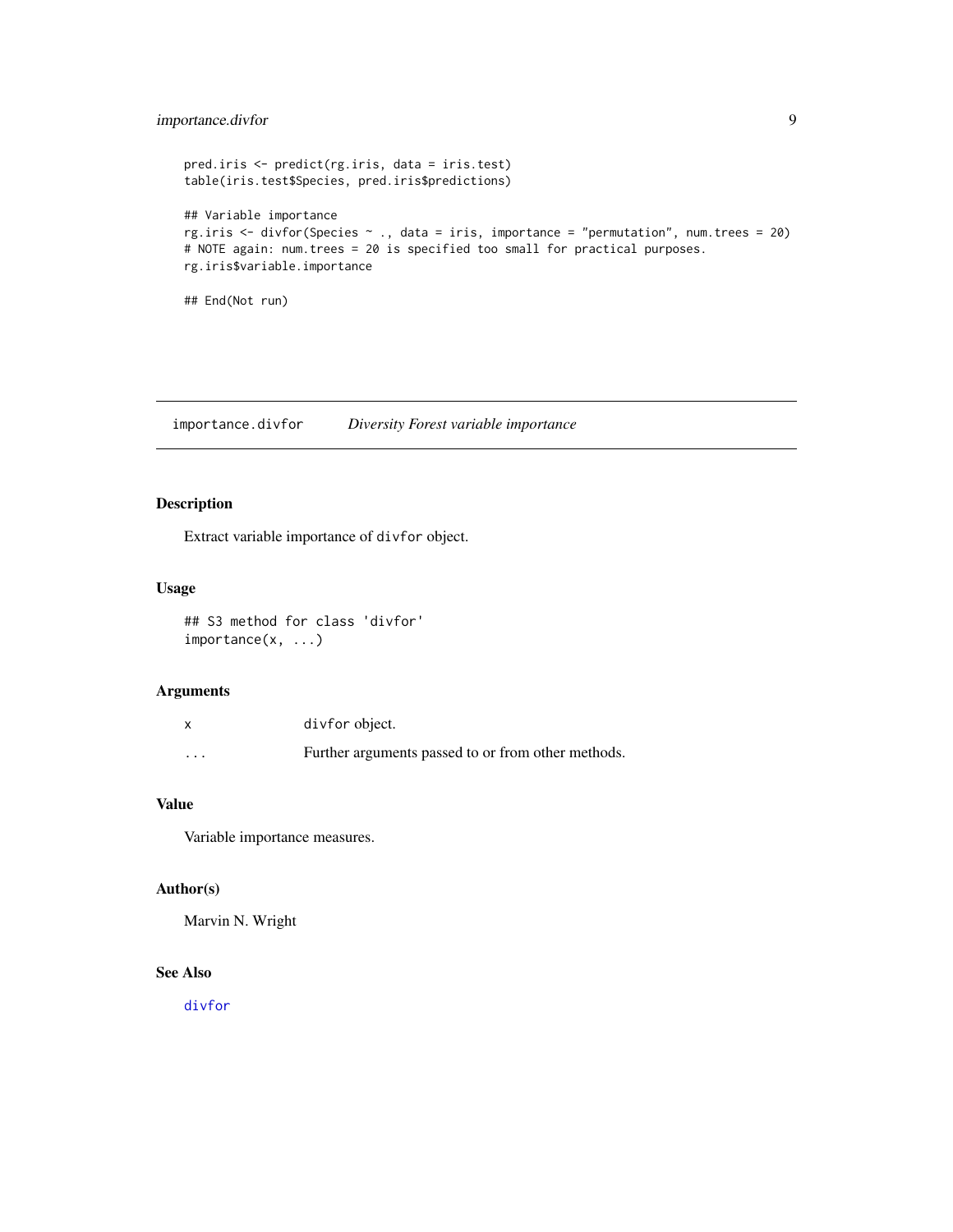```
pred.iris <- predict(rg.iris, data = iris.test)
table(iris.test$Species, pred.iris$predictions)

## Variable importance
rg.iris <- divfor(Species ~ ., data = iris, importance = "permutation", num.trees = 20)
# NOTE again: num.trees = 20 is specified too small for practical purposes.
rg.iris$variable.importance

## End(Not run)
```

---

## importance.divfor — *Diversity Forest variable importance*

---

### Description

Extract variable importance of divfor object.

### Usage

```
## S3 method for class 'divfor'
importance(x, ...)
```

### Arguments

| | |
|---|---|
| x | divfor object. |
| ... | Further arguments passed to or from other methods. |

### Value

Variable importance measures.

### Author(s)

Marvin N. Wright

### See Also

divfor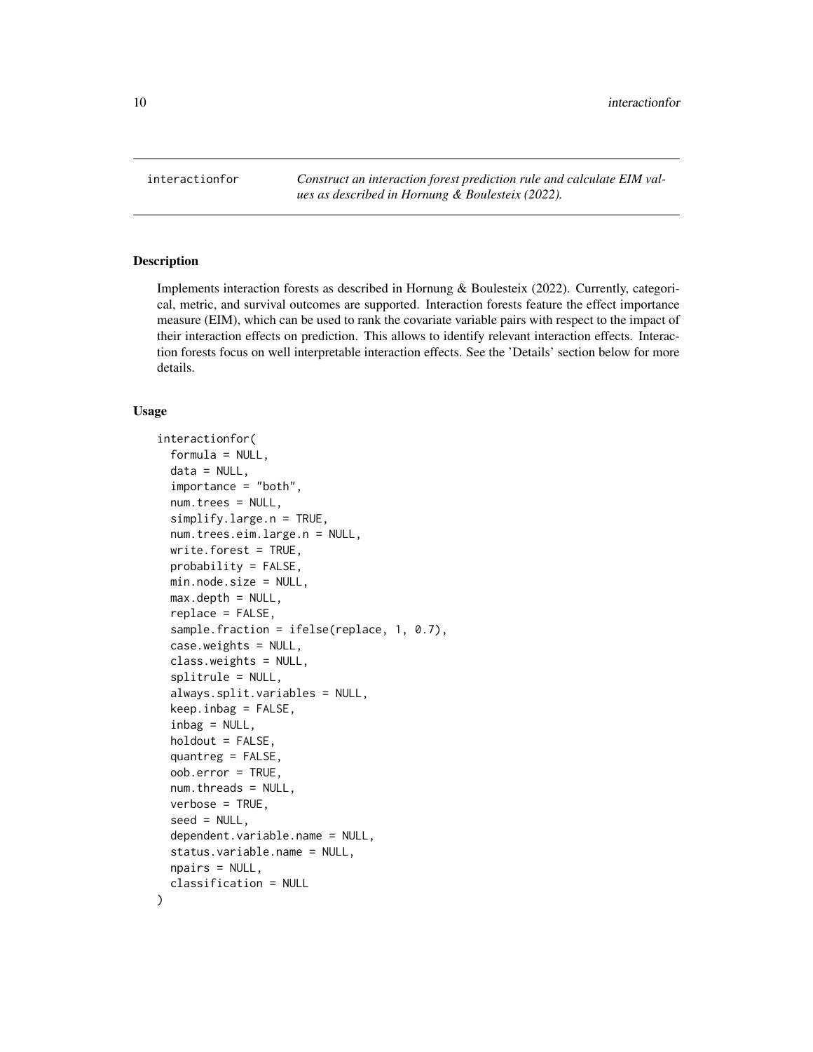## interactionfor

*Construct an interaction forest prediction rule and calculate EIM values as described in Hornung & Boulesteix (2022).*

### Description

Implements interaction forests as described in Hornung & Boulesteix (2022). Currently, categorical, metric, and survival outcomes are supported. Interaction forests feature the effect importance measure (EIM), which can be used to rank the covariate variable pairs with respect to the impact of their interaction effects on prediction. This allows to identify relevant interaction effects. Interaction forests focus on well interpretable interaction effects. See the 'Details' section below for more details.

### Usage

```
interactionfor(
  formula = NULL,
  data = NULL,
  importance = "both",
  num.trees = NULL,
  simplify.large.n = TRUE,
  num.trees.eim.large.n = NULL,
  write.forest = TRUE,
  probability = FALSE,
  min.node.size = NULL,
  max.depth = NULL,
  replace = FALSE,
  sample.fraction = ifelse(replace, 1, 0.7),
  case.weights = NULL,
  class.weights = NULL,
  splitrule = NULL,
  always.split.variables = NULL,
  keep.inbag = FALSE,
  inbag = NULL,
  holdout = FALSE,
  quantreg = FALSE,
  oob.error = TRUE,
  num.threads = NULL,
  verbose = TRUE,
  seed = NULL,
  dependent.variable.name = NULL,
  status.variable.name = NULL,
  npairs = NULL,
  classification = NULL
)
```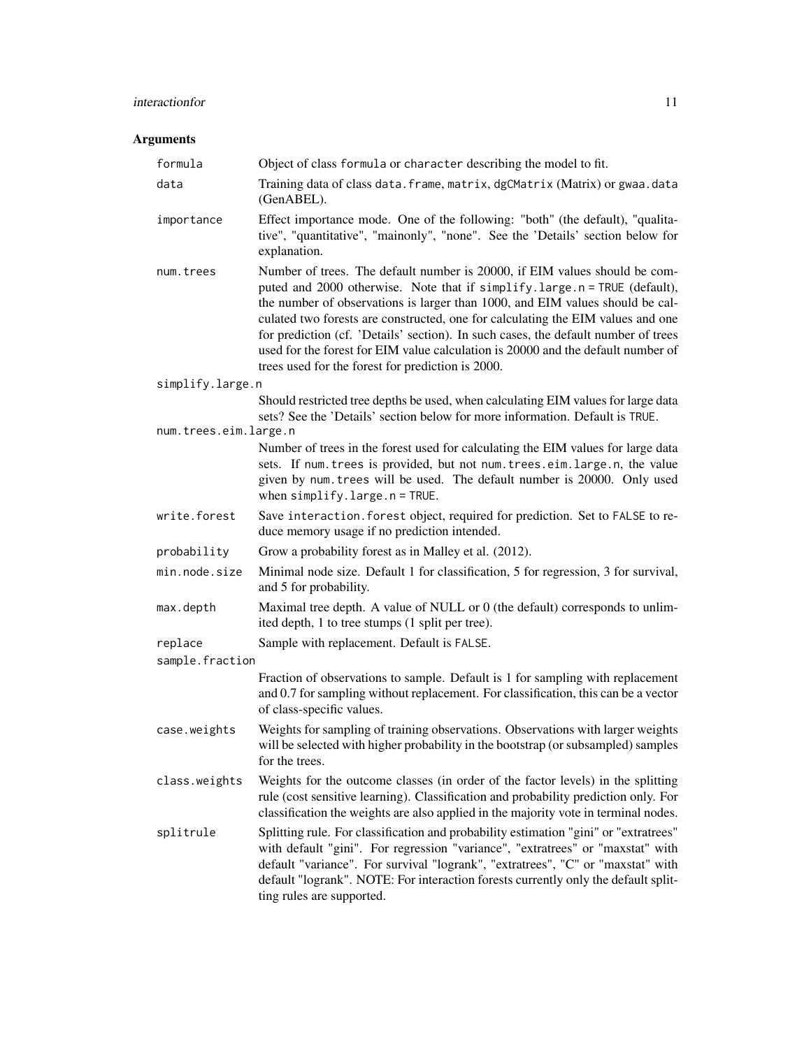## Arguments

| | |
|---|---|
| `formula` | Object of class `formula` or `character` describing the model to fit. |
| `data` | Training data of class `data.frame`, `matrix`, `dgCMatrix` (Matrix) or `gwaa.data` (GenABEL). |
| `importance` | Effect importance mode. One of the following: "both" (the default), "qualitative", "quantitative", "mainonly", "none". See the 'Details' section below for explanation. |
| `num.trees` | Number of trees. The default number is 20000, if EIM values should be computed and 2000 otherwise. Note that if `simplify.large.n = TRUE` (default), the number of observations is larger than 1000, and EIM values should be calculated two forests are constructed, one for calculating the EIM values and one for prediction (cf. 'Details' section). In such cases, the default number of trees used for the forest for EIM value calculation is 20000 and the default number of trees used for the forest for prediction is 2000. |
| `simplify.large.n` | Should restricted tree depths be used, when calculating EIM values for large data sets? See the 'Details' section below for more information. Default is `TRUE`. |
| `num.trees.eim.large.n` | Number of trees in the forest used for calculating the EIM values for large data sets. If `num.trees` is provided, but not `num.trees.eim.large.n`, the value given by `num.trees` will be used. The default number is 20000. Only used when `simplify.large.n = TRUE`. |
| `write.forest` | Save `interaction.forest` object, required for prediction. Set to `FALSE` to reduce memory usage if no prediction intended. |
| `probability` | Grow a probability forest as in Malley et al. (2012). |
| `min.node.size` | Minimal node size. Default 1 for classification, 5 for regression, 3 for survival, and 5 for probability. |
| `max.depth` | Maximal tree depth. A value of NULL or 0 (the default) corresponds to unlimited depth, 1 to tree stumps (1 split per tree). |
| `replace` | Sample with replacement. Default is `FALSE`. |
| `sample.fraction` | Fraction of observations to sample. Default is 1 for sampling with replacement and 0.7 for sampling without replacement. For classification, this can be a vector of class-specific values. |
| `case.weights` | Weights for sampling of training observations. Observations with larger weights will be selected with higher probability in the bootstrap (or subsampled) samples for the trees. |
| `class.weights` | Weights for the outcome classes (in order of the factor levels) in the splitting rule (cost sensitive learning). Classification and probability prediction only. For classification the weights are also applied in the majority vote in terminal nodes. |
| `splitrule` | Splitting rule. For classification and probability estimation "gini" or "extratrees" with default "gini". For regression "variance", "extratrees" or "maxstat" with default "variance". For survival "logrank", "extratrees", "C" or "maxstat" with default "logrank". NOTE: For interaction forests currently only the default splitting rules are supported. |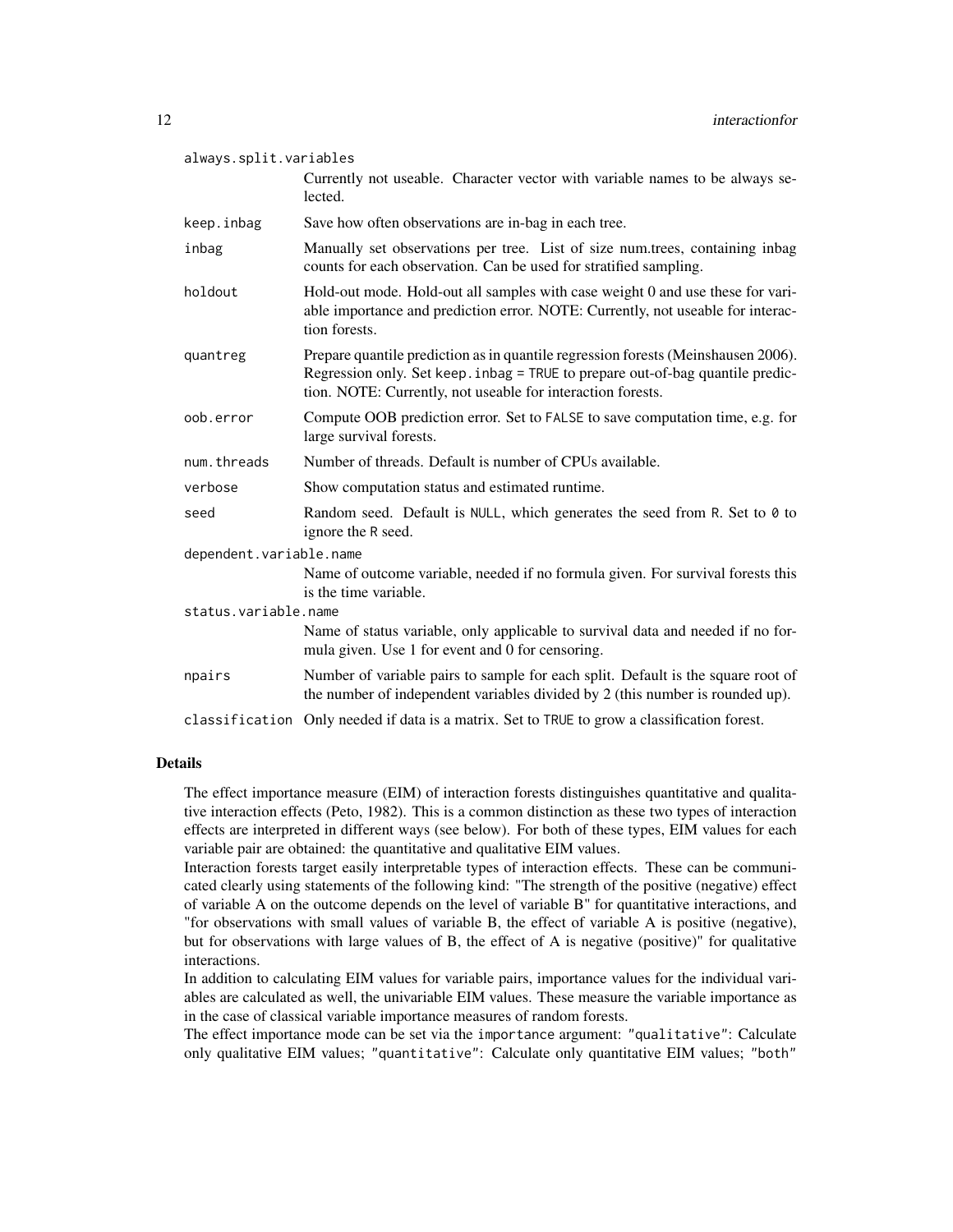`always.split.variables`
: Currently not useable. Character vector with variable names to be always selected.

`keep.inbag`
: Save how often observations are in-bag in each tree.

`inbag`
: Manually set observations per tree. List of size num.trees, containing inbag counts for each observation. Can be used for stratified sampling.

`holdout`
: Hold-out mode. Hold-out all samples with case weight 0 and use these for variable importance and prediction error. NOTE: Currently, not useable for interaction forests.

`quantreg`
: Prepare quantile prediction as in quantile regression forests (Meinshausen 2006). Regression only. Set `keep.inbag = TRUE` to prepare out-of-bag quantile prediction. NOTE: Currently, not useable for interaction forests.

`oob.error`
: Compute OOB prediction error. Set to `FALSE` to save computation time, e.g. for large survival forests.

`num.threads`
: Number of threads. Default is number of CPUs available.

`verbose`
: Show computation status and estimated runtime.

`seed`
: Random seed. Default is `NULL`, which generates the seed from `R`. Set to `0` to ignore the `R` seed.

`dependent.variable.name`
: Name of outcome variable, needed if no formula given. For survival forests this is the time variable.

`status.variable.name`
: Name of status variable, only applicable to survival data and needed if no formula given. Use 1 for event and 0 for censoring.

`npairs`
: Number of variable pairs to sample for each split. Default is the square root of the number of independent variables divided by 2 (this number is rounded up).

`classification`
: Only needed if data is a matrix. Set to `TRUE` to grow a classification forest.

## Details

The effect importance measure (EIM) of interaction forests distinguishes quantitative and qualitative interaction effects (Peto, 1982). This is a common distinction as these two types of interaction effects are interpreted in different ways (see below). For both of these types, EIM values for each variable pair are obtained: the quantitative and qualitative EIM values.

Interaction forests target easily interpretable types of interaction effects. These can be communicated clearly using statements of the following kind: "The strength of the positive (negative) effect of variable A on the outcome depends on the level of variable B" for quantitative interactions, and "for observations with small values of variable B, the effect of variable A is positive (negative), but for observations with large values of B, the effect of A is negative (positive)" for qualitative interactions.

In addition to calculating EIM values for variable pairs, importance values for the individual variables are calculated as well, the univariable EIM values. These measure the variable importance as in the case of classical variable importance measures of random forests.

The effect importance mode can be set via the `importance` argument: `"qualitative"`: Calculate only qualitative EIM values; `"quantitative"`: Calculate only quantitative EIM values; `"both"`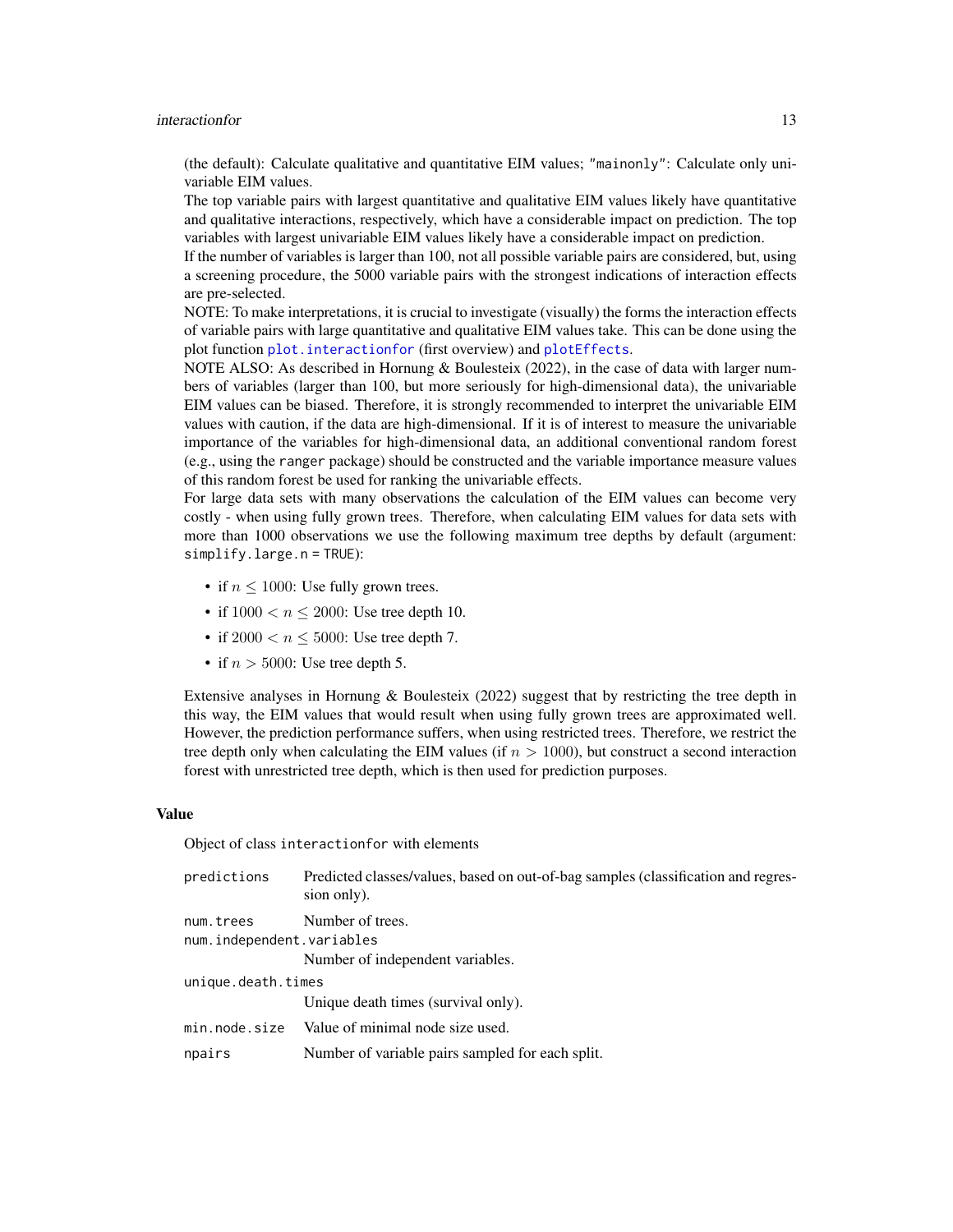(the default): Calculate qualitative and quantitative EIM values; `"mainonly"`: Calculate only univariable EIM values.

The top variable pairs with largest quantitative and qualitative EIM values likely have quantitative and qualitative interactions, respectively, which have a considerable impact on prediction. The top variables with largest univariable EIM values likely have a considerable impact on prediction.

If the number of variables is larger than 100, not all possible variable pairs are considered, but, using a screening procedure, the 5000 variable pairs with the strongest indications of interaction effects are pre-selected.

NOTE: To make interpretations, it is crucial to investigate (visually) the forms the interaction effects of variable pairs with large quantitative and qualitative EIM values take. This can be done using the plot function `plot.interactionfor` (first overview) and `plotEffects`.

NOTE ALSO: As described in Hornung & Boulesteix (2022), in the case of data with larger numbers of variables (larger than 100, but more seriously for high-dimensional data), the univariable EIM values can be biased. Therefore, it is strongly recommended to interpret the univariable EIM values with caution, if the data are high-dimensional. If it is of interest to measure the univariable importance of the variables for high-dimensional data, an additional conventional random forest (e.g., using the `ranger` package) should be constructed and the variable importance measure values of this random forest be used for ranking the univariable effects.

For large data sets with many observations the calculation of the EIM values can become very costly - when using fully grown trees. Therefore, when calculating EIM values for data sets with more than 1000 observations we use the following maximum tree depths by default (argument: `simplify.large.n = TRUE`):

- if $n \leq 1000$: Use fully grown trees.
- if $1000 < n \leq 2000$: Use tree depth 10.
- if $2000 < n \leq 5000$: Use tree depth 7.
- if $n > 5000$: Use tree depth 5.

Extensive analyses in Hornung & Boulesteix (2022) suggest that by restricting the tree depth in this way, the EIM values that would result when using fully grown trees are approximated well. However, the prediction performance suffers, when using restricted trees. Therefore, we restrict the tree depth only when calculating the EIM values (if $n > 1000$), but construct a second interaction forest with unrestricted tree depth, which is then used for prediction purposes.

## Value

Object of class `interactionfor` with elements

| | |
|---|---|
| `predictions` | Predicted classes/values, based on out-of-bag samples (classification and regression only). |
| `num.trees` | Number of trees. |
| `num.independent.variables` | Number of independent variables. |
| `unique.death.times` | Unique death times (survival only). |
| `min.node.size` | Value of minimal node size used. |
| `npairs` | Number of variable pairs sampled for each split. |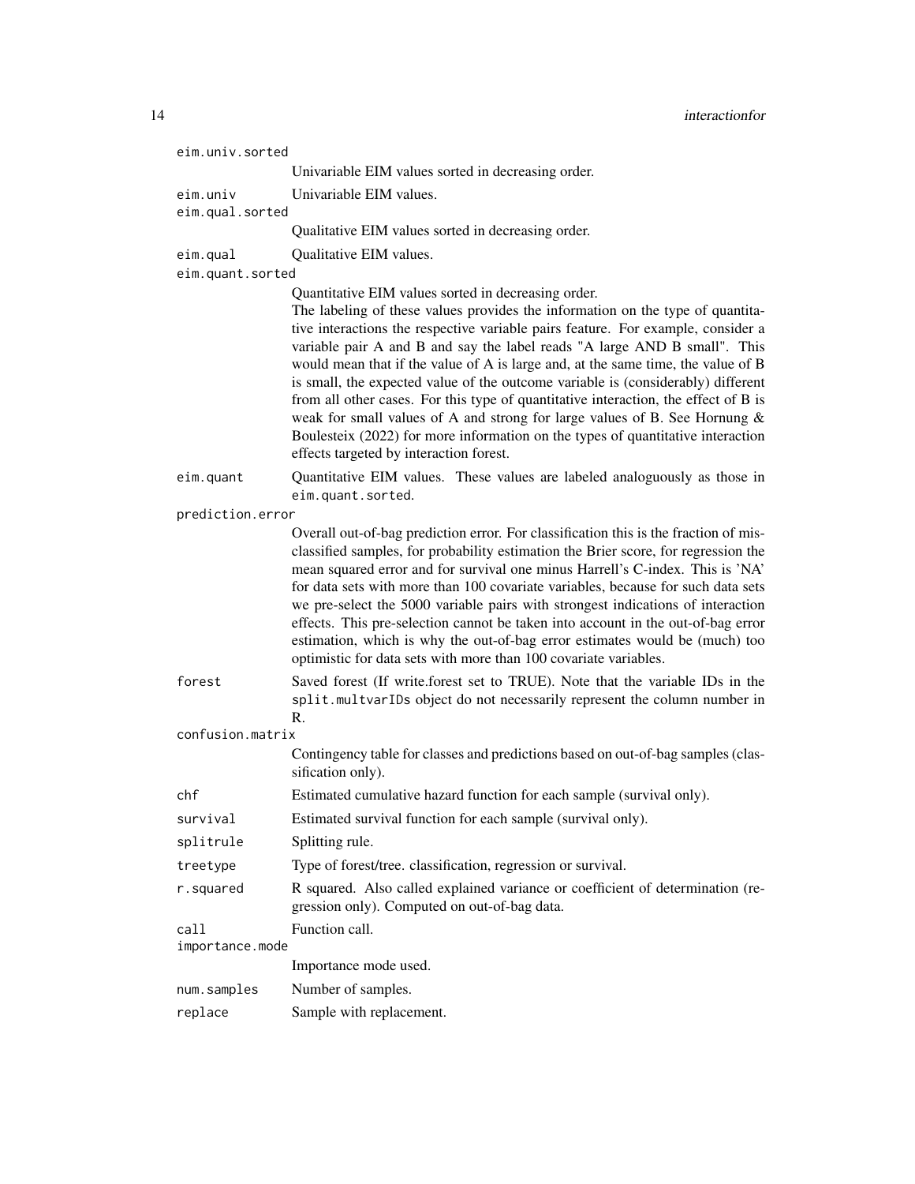`eim.univ.sorted`
: Univariable EIM values sorted in decreasing order.

`eim.univ`
: Univariable EIM values.

`eim.qual.sorted`
: Qualitative EIM values sorted in decreasing order.

`eim.qual`
: Qualitative EIM values.

`eim.quant.sorted`
: Quantitative EIM values sorted in decreasing order.
  The labeling of these values provides the information on the type of quantitative interactions the respective variable pairs feature. For example, consider a variable pair A and B and say the label reads "A large AND B small". This would mean that if the value of A is large and, at the same time, the value of B is small, the expected value of the outcome variable is (considerably) different from all other cases. For this type of quantitative interaction, the effect of B is weak for small values of A and strong for large values of B. See Hornung & Boulesteix (2022) for more information on the types of quantitative interaction effects targeted by interaction forest.

`eim.quant`
: Quantitative EIM values. These values are labeled analoguously as those in `eim.quant.sorted`.

`prediction.error`
: Overall out-of-bag prediction error. For classification this is the fraction of misclassified samples, for probability estimation the Brier score, for regression the mean squared error and for survival one minus Harrell's C-index. This is 'NA' for data sets with more than 100 covariate variables, because for such data sets we pre-select the 5000 variable pairs with strongest indications of interaction effects. This pre-selection cannot be taken into account in the out-of-bag error estimation, which is why the out-of-bag error estimates would be (much) too optimistic for data sets with more than 100 covariate variables.

`forest`
: Saved forest (If write.forest set to TRUE). Note that the variable IDs in the `split.multvarIDs` object do not necessarily represent the column number in R.

`confusion.matrix`
: Contingency table for classes and predictions based on out-of-bag samples (classification only).

`chf`
: Estimated cumulative hazard function for each sample (survival only).

`survival`
: Estimated survival function for each sample (survival only).

`splitrule`
: Splitting rule.

`treetype`
: Type of forest/tree. classification, regression or survival.

`r.squared`
: R squared. Also called explained variance or coefficient of determination (regression only). Computed on out-of-bag data.

`call`
: Function call.

`importance.mode`
: Importance mode used.

`num.samples`
: Number of samples.

`replace`
: Sample with replacement.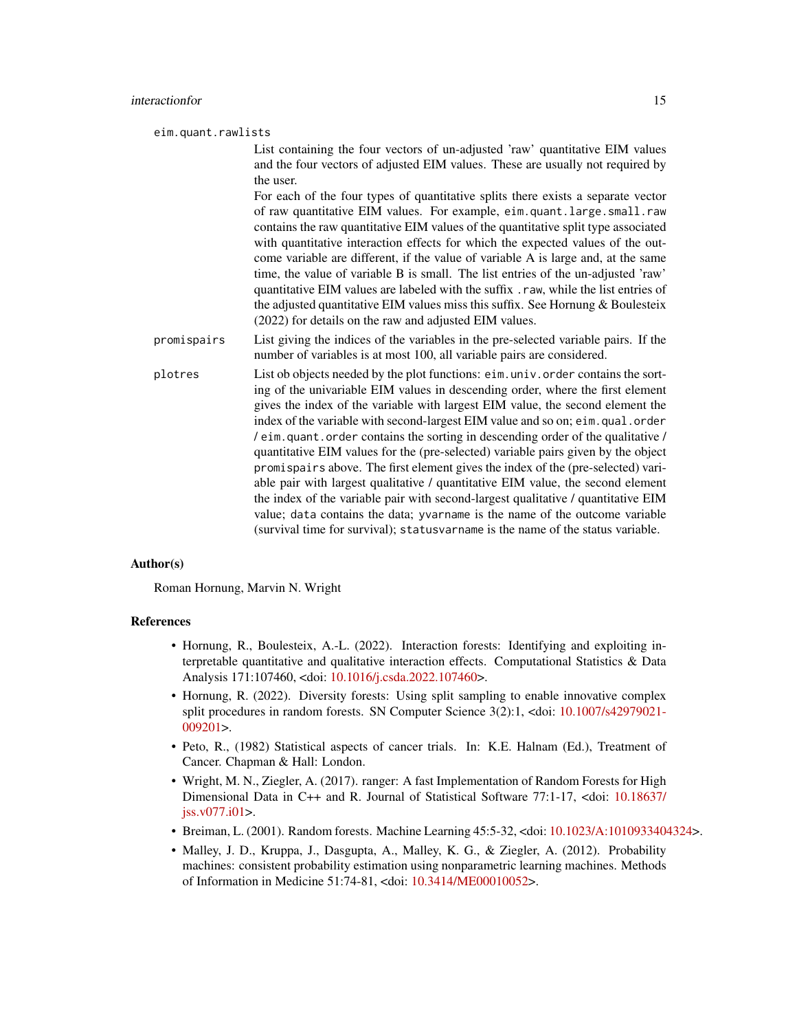`eim.quant.rawlists`
: List containing the four vectors of un-adjusted 'raw' quantitative EIM values and the four vectors of adjusted EIM values. These are usually not required by the user.

  For each of the four types of quantitative splits there exists a separate vector of raw quantitative EIM values. For example, `eim.quant.large.small.raw` contains the raw quantitative EIM values of the quantitative split type associated with quantitative interaction effects for which the expected values of the outcome variable are different, if the value of variable A is large and, at the same time, the value of variable B is small. The list entries of the un-adjusted 'raw' quantitative EIM values are labeled with the suffix `.raw`, while the list entries of the adjusted quantitative EIM values miss this suffix. See Hornung & Boulesteix (2022) for details on the raw and adjusted EIM values.

`promispairs`
: List giving the indices of the variables in the pre-selected variable pairs. If the number of variables is at most 100, all variable pairs are considered.

`plotres`
: List ob objects needed by the plot functions: `eim.univ.order` contains the sorting of the univariable EIM values in descending order, where the first element gives the index of the variable with largest EIM value, the second element the index of the variable with second-largest EIM value and so on; `eim.qual.order` / `eim.quant.order` contains the sorting in descending order of the qualitative / quantitative EIM values for the (pre-selected) variable pairs given by the object `promispairs` above. The first element gives the index of the (pre-selected) variable pair with largest qualitative / quantitative EIM value, the second element the index of the variable pair with second-largest qualitative / quantitative EIM value; `data` contains the data; `yvarname` is the name of the outcome variable (survival time for survival); `statusvarname` is the name of the status variable.

## Author(s)

Roman Hornung, Marvin N. Wright

## References

- Hornung, R., Boulesteix, A.-L. (2022). Interaction forests: Identifying and exploiting interpretable quantitative and qualitative interaction effects. Computational Statistics & Data Analysis 171:107460, <doi: 10.1016/j.csda.2022.107460>.
- Hornung, R. (2022). Diversity forests: Using split sampling to enable innovative complex split procedures in random forests. SN Computer Science 3(2):1, <doi: 10.1007/s42979021-009201>.
- Peto, R., (1982) Statistical aspects of cancer trials. In: K.E. Halnam (Ed.), Treatment of Cancer. Chapman & Hall: London.
- Wright, M. N., Ziegler, A. (2017). ranger: A fast Implementation of Random Forests for High Dimensional Data in C++ and R. Journal of Statistical Software 77:1-17, <doi: 10.18637/jss.v077.i01>.
- Breiman, L. (2001). Random forests. Machine Learning 45:5-32, <doi: 10.1023/A:1010933404324>.
- Malley, J. D., Kruppa, J., Dasgupta, A., Malley, K. G., & Ziegler, A. (2012). Probability machines: consistent probability estimation using nonparametric learning machines. Methods of Information in Medicine 51:74-81, <doi: 10.3414/ME00010052>.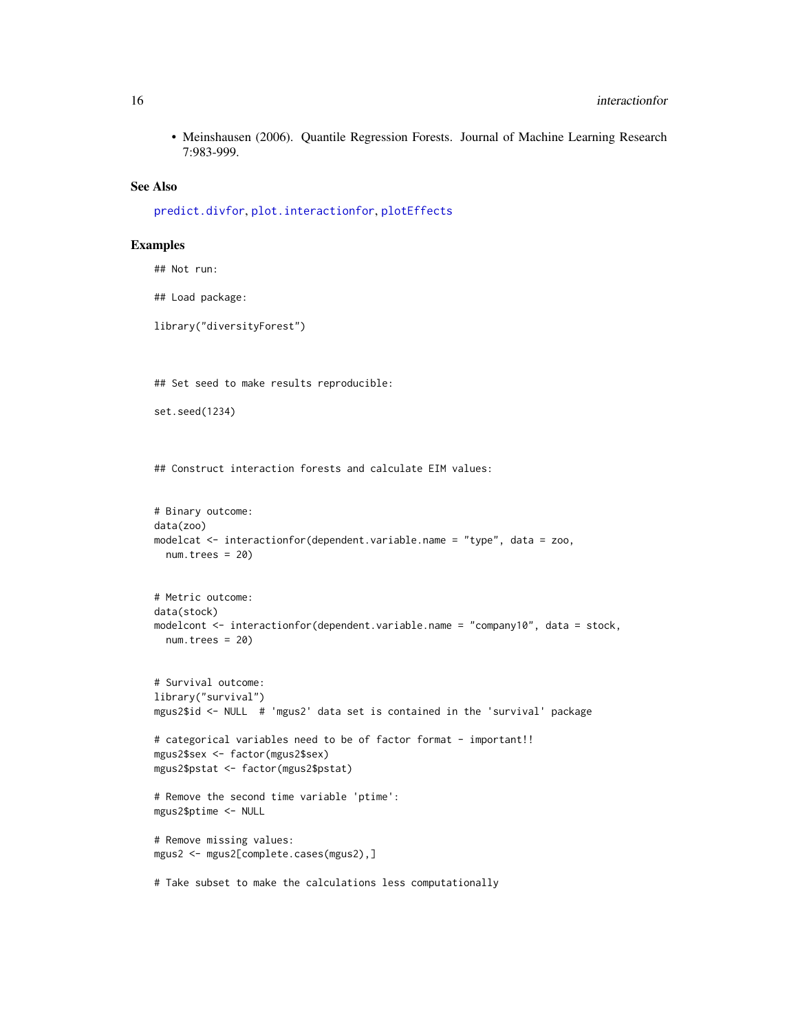- Meinshausen (2006). Quantile Regression Forests. Journal of Machine Learning Research 7:983-999.

## See Also

predict.divfor, plot.interactionfor, plotEffects

## Examples

```
## Not run:

## Load package:

library("diversityForest")



## Set seed to make results reproducible:

set.seed(1234)



## Construct interaction forests and calculate EIM values:


# Binary outcome:
data(zoo)
modelcat <- interactionfor(dependent.variable.name = "type", data = zoo,
  num.trees = 20)


# Metric outcome:
data(stock)
modelcont <- interactionfor(dependent.variable.name = "company10", data = stock,
  num.trees = 20)


# Survival outcome:
library("survival")
mgus2$id <- NULL  # 'mgus2' data set is contained in the 'survival' package

# categorical variables need to be of factor format - important!!
mgus2$sex <- factor(mgus2$sex)
mgus2$pstat <- factor(mgus2$pstat)

# Remove the second time variable 'ptime':
mgus2$ptime <- NULL

# Remove missing values:
mgus2 <- mgus2[complete.cases(mgus2),]

# Take subset to make the calculations less computationally
```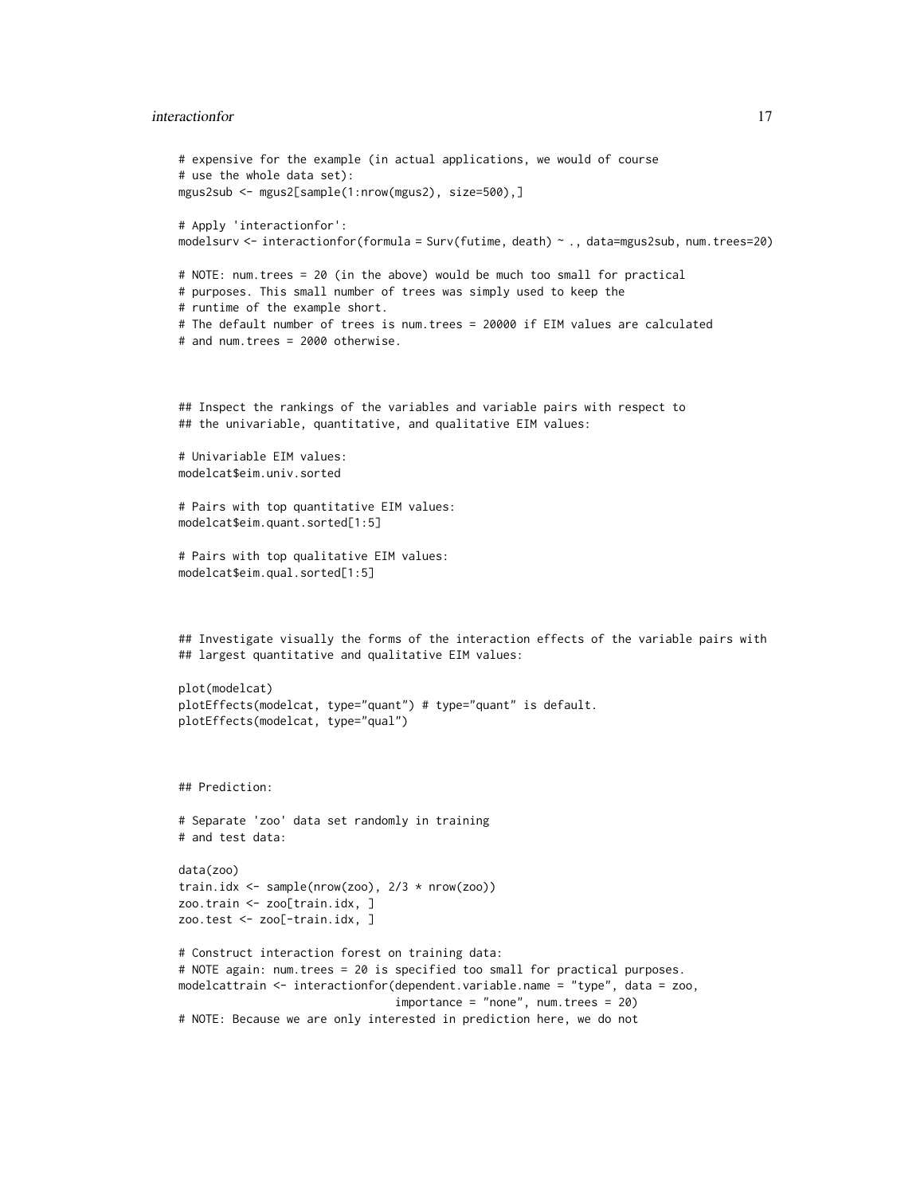```
# expensive for the example (in actual applications, we would of course
# use the whole data set):
mgus2sub <- mgus2[sample(1:nrow(mgus2), size=500),]

# Apply 'interactionfor':
modelsurv <- interactionfor(formula = Surv(futime, death) ~ ., data=mgus2sub, num.trees=20)

# NOTE: num.trees = 20 (in the above) would be much too small for practical
# purposes. This small number of trees was simply used to keep the
# runtime of the example short.
# The default number of trees is num.trees = 20000 if EIM values are calculated
# and num.trees = 2000 otherwise.



## Inspect the rankings of the variables and variable pairs with respect to
## the univariable, quantitative, and qualitative EIM values:

# Univariable EIM values:
modelcat$eim.univ.sorted

# Pairs with top quantitative EIM values:
modelcat$eim.quant.sorted[1:5]

# Pairs with top qualitative EIM values:
modelcat$eim.qual.sorted[1:5]



## Investigate visually the forms of the interaction effects of the variable pairs with
## largest quantitative and qualitative EIM values:

plot(modelcat)
plotEffects(modelcat, type="quant") # type="quant" is default.
plotEffects(modelcat, type="qual")



## Prediction:

# Separate 'zoo' data set randomly in training
# and test data:

data(zoo)
train.idx <- sample(nrow(zoo), 2/3 * nrow(zoo))
zoo.train <- zoo[train.idx, ]
zoo.test <- zoo[-train.idx, ]

# Construct interaction forest on training data:
# NOTE again: num.trees = 20 is specified too small for practical purposes.
modelcattrain <- interactionfor(dependent.variable.name = "type", data = zoo,
                                importance = "none", num.trees = 20)
# NOTE: Because we are only interested in prediction here, we do not
```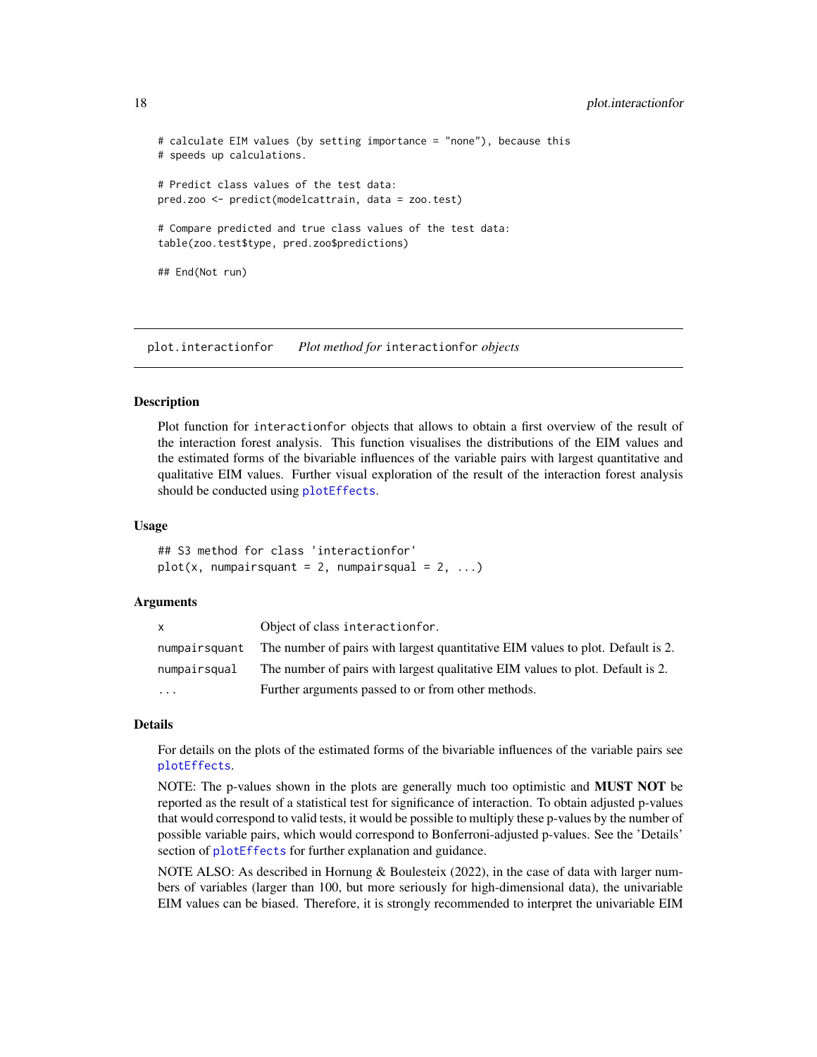```
# calculate EIM values (by setting importance = "none"), because this
# speeds up calculations.

# Predict class values of the test data:
pred.zoo <- predict(modelcattrain, data = zoo.test)

# Compare predicted and true class values of the test data:
table(zoo.test$type, pred.zoo$predictions)

## End(Not run)
```

## plot.interactionfor — *Plot method for* `interactionfor` *objects*

### Description

Plot function for `interactionfor` objects that allows to obtain a first overview of the result of the interaction forest analysis. This function visualises the distributions of the EIM values and the estimated forms of the bivariable influences of the variable pairs with largest quantitative and qualitative EIM values. Further visual exploration of the result of the interaction forest analysis should be conducted using `plotEffects`.

### Usage

```
## S3 method for class 'interactionfor'
plot(x, numpairsquant = 2, numpairsqual = 2, ...)
```

### Arguments

| | |
|---|---|
| `x` | Object of class `interactionfor`. |
| `numpairsquant` | The number of pairs with largest quantitative EIM values to plot. Default is 2. |
| `numpairsqual` | The number of pairs with largest qualitative EIM values to plot. Default is 2. |
| `...` | Further arguments passed to or from other methods. |

### Details

For details on the plots of the estimated forms of the bivariable influences of the variable pairs see `plotEffects`.

NOTE: The p-values shown in the plots are generally much too optimistic and **MUST NOT** be reported as the result of a statistical test for significance of interaction. To obtain adjusted p-values that would correspond to valid tests, it would be possible to multiply these p-values by the number of possible variable pairs, which would correspond to Bonferroni-adjusted p-values. See the 'Details' section of `plotEffects` for further explanation and guidance.

NOTE ALSO: As described in Hornung & Boulesteix (2022), in the case of data with larger numbers of variables (larger than 100, but more seriously for high-dimensional data), the univariable EIM values can be biased. Therefore, it is strongly recommended to interpret the univariable EIM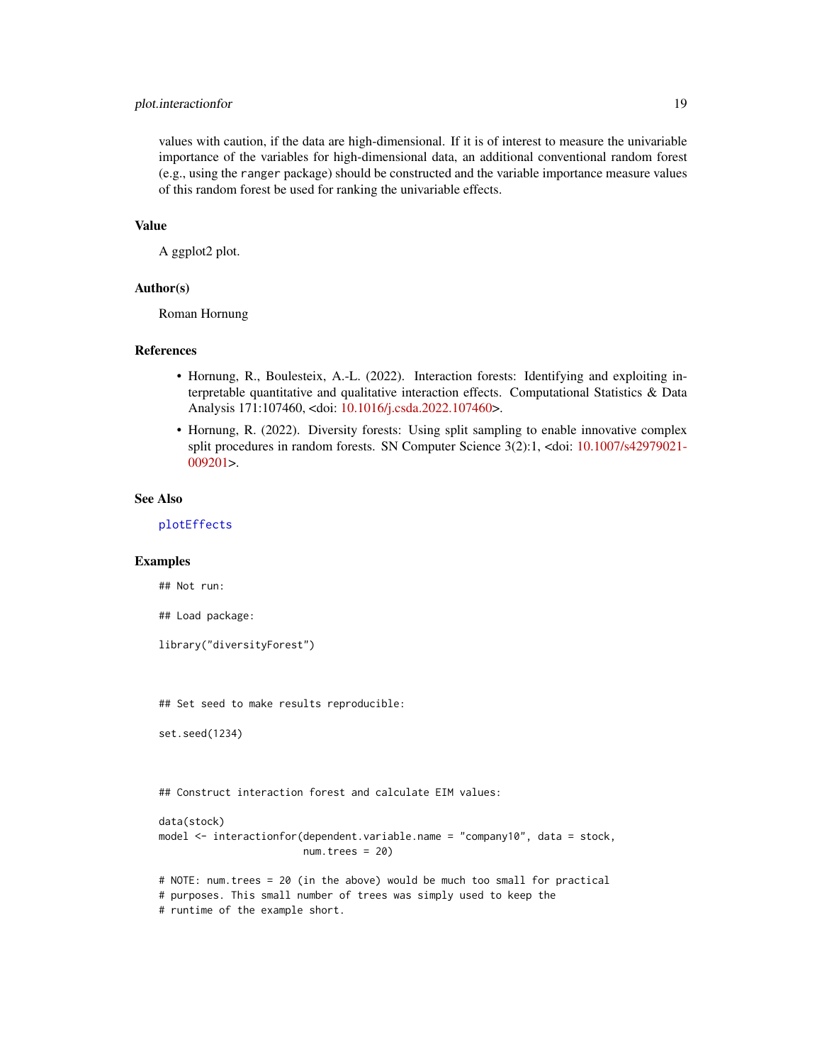values with caution, if the data are high-dimensional. If it is of interest to measure the univariable importance of the variables for high-dimensional data, an additional conventional random forest (e.g., using the `ranger` package) should be constructed and the variable importance measure values of this random forest be used for ranking the univariable effects.

### Value

A ggplot2 plot.

### Author(s)

Roman Hornung

### References

- Hornung, R., Boulesteix, A.-L. (2022). Interaction forests: Identifying and exploiting interpretable quantitative and qualitative interaction effects. Computational Statistics & Data Analysis 171:107460, <doi: 10.1016/j.csda.2022.107460>.
- Hornung, R. (2022). Diversity forests: Using split sampling to enable innovative complex split procedures in random forests. SN Computer Science 3(2):1, <doi: 10.1007/s42979021-009201>.

### See Also

`plotEffects`

### Examples

```
## Not run:

## Load package:

library("diversityForest")



## Set seed to make results reproducible:

set.seed(1234)



## Construct interaction forest and calculate EIM values:

data(stock)
model <- interactionfor(dependent.variable.name = "company10", data = stock,
                        num.trees = 20)

# NOTE: num.trees = 20 (in the above) would be much too small for practical
# purposes. This small number of trees was simply used to keep the
# runtime of the example short.
```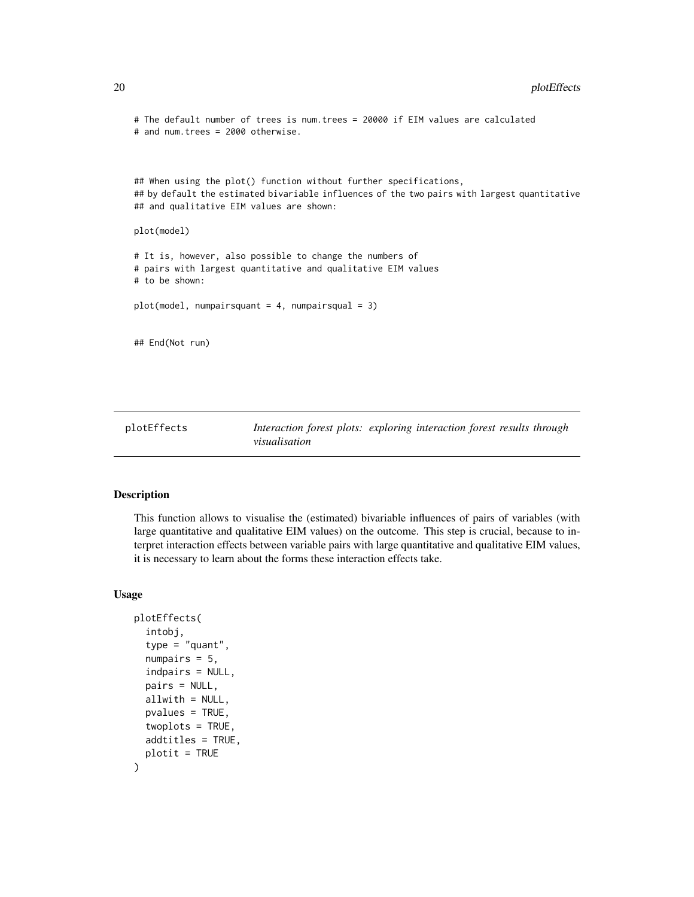```
# The default number of trees is num.trees = 20000 if EIM values are calculated
# and num.trees = 2000 otherwise.



## When using the plot() function without further specifications,
## by default the estimated bivariable influences of the two pairs with largest quantitative
## and qualitative EIM values are shown:

plot(model)

# It is, however, also possible to change the numbers of
# pairs with largest quantitative and qualitative EIM values
# to be shown:

plot(model, numpairsquant = 4, numpairsqual = 3)


## End(Not run)
```

---

`plotEffects` *Interaction forest plots: exploring interaction forest results through visualisation*

---

### Description

This function allows to visualise the (estimated) bivariable influences of pairs of variables (with large quantitative and qualitative EIM values) on the outcome. This step is crucial, because to interpret interaction effects between variable pairs with large quantitative and qualitative EIM values, it is necessary to learn about the forms these interaction effects take.

### Usage

```
plotEffects(
  intobj,
  type = "quant",
  numpairs = 5,
  indpairs = NULL,
  pairs = NULL,
  allwith = NULL,
  pvalues = TRUE,
  twoplots = TRUE,
  addtitles = TRUE,
  plotit = TRUE
)
```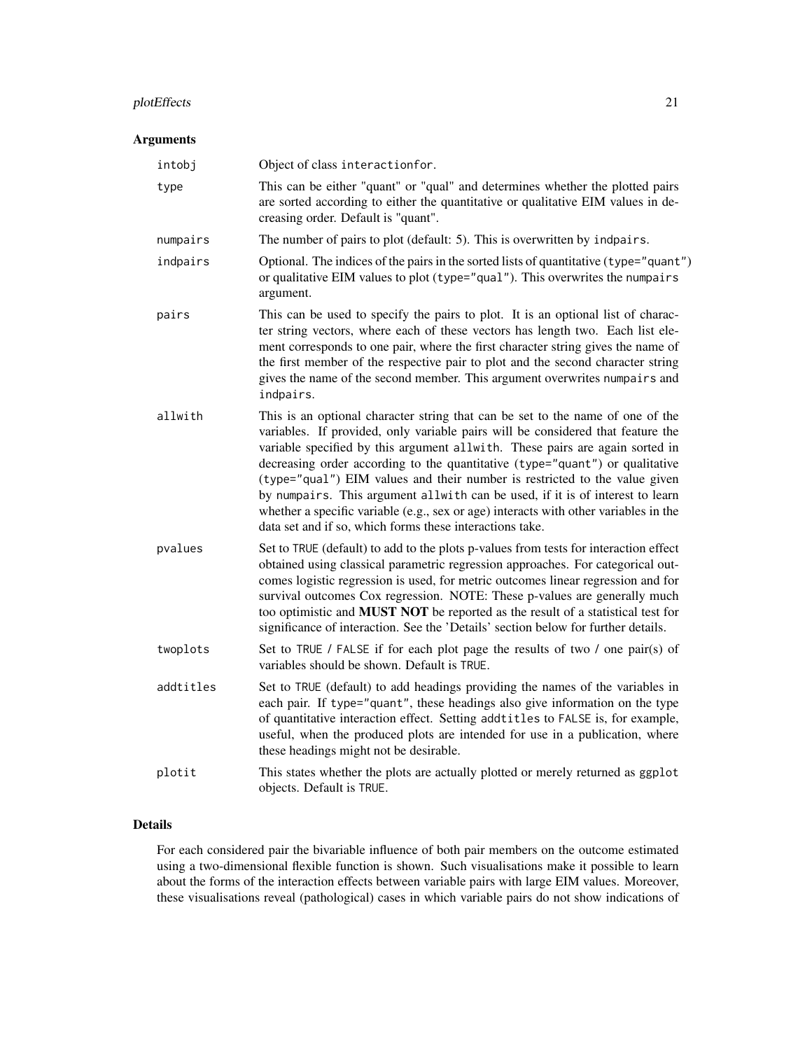## Arguments

| | |
|---|---|
| `intobj` | Object of class `interactionfor`. |
| `type` | This can be either "quant" or "qual" and determines whether the plotted pairs are sorted according to either the quantitative or qualitative EIM values in decreasing order. Default is "quant". |
| `numpairs` | The number of pairs to plot (default: 5). This is overwritten by `indpairs`. |
| `indpairs` | Optional. The indices of the pairs in the sorted lists of quantitative (`type="quant"`) or qualitative EIM values to plot (`type="qual"`). This overwrites the `numpairs` argument. |
| `pairs` | This can be used to specify the pairs to plot. It is an optional list of character string vectors, where each of these vectors has length two. Each list element corresponds to one pair, where the first character string gives the name of the first member of the respective pair to plot and the second character string gives the name of the second member. This argument overwrites `numpairs` and `indpairs`. |
| `allwith` | This is an optional character string that can be set to the name of one of the variables. If provided, only variable pairs will be considered that feature the variable specified by this argument `allwith`. These pairs are again sorted in decreasing order according to the quantitative (`type="quant"`) or qualitative (`type="qual"`) EIM values and their number is restricted to the value given by `numpairs`. This argument `allwith` can be used, if it is of interest to learn whether a specific variable (e.g., sex or age) interacts with other variables in the data set and if so, which forms these interactions take. |
| `pvalues` | Set to `TRUE` (default) to add to the plots p-values from tests for interaction effect obtained using classical parametric regression approaches. For categorical outcomes logistic regression is used, for metric outcomes linear regression and for survival outcomes Cox regression. NOTE: These p-values are generally much too optimistic and **MUST NOT** be reported as the result of a statistical test for significance of interaction. See the 'Details' section below for further details. |
| `twoplots` | Set to `TRUE` / `FALSE` if for each plot page the results of two / one pair(s) of variables should be shown. Default is `TRUE`. |
| `addtitles` | Set to `TRUE` (default) to add headings providing the names of the variables in each pair. If `type="quant"`, these headings also give information on the type of quantitative interaction effect. Setting `addtitles` to `FALSE` is, for example, useful, when the produced plots are intended for use in a publication, where these headings might not be desirable. |
| `plotit` | This states whether the plots are actually plotted or merely returned as `ggplot` objects. Default is `TRUE`. |

## Details

For each considered pair the bivariable influence of both pair members on the outcome estimated using a two-dimensional flexible function is shown. Such visualisations make it possible to learn about the forms of the interaction effects between variable pairs with large EIM values. Moreover, these visualisations reveal (pathological) cases in which variable pairs do not show indications of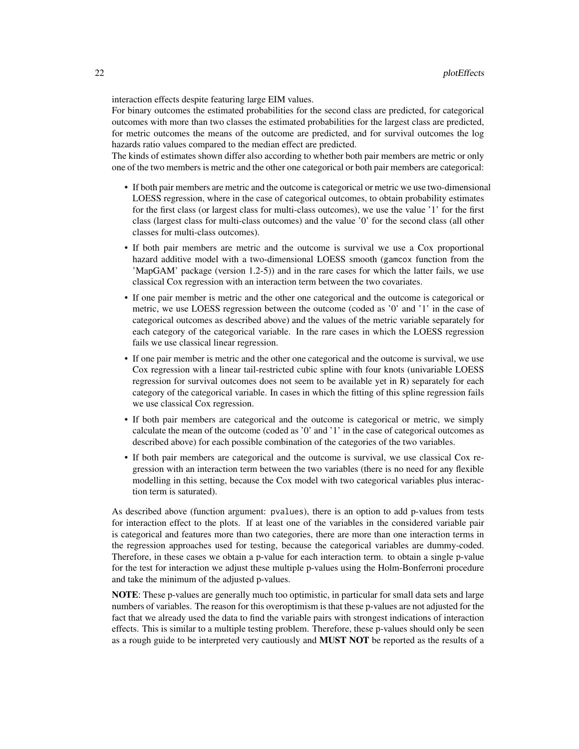interaction effects despite featuring large EIM values.
For binary outcomes the estimated probabilities for the second class are predicted, for categorical outcomes with more than two classes the estimated probabilities for the largest class are predicted, for metric outcomes the means of the outcome are predicted, and for survival outcomes the log hazards ratio values compared to the median effect are predicted.
The kinds of estimates shown differ also according to whether both pair members are metric or only one of the two members is metric and the other one categorical or both pair members are categorical:

- If both pair members are metric and the outcome is categorical or metric we use two-dimensional LOESS regression, where in the case of categorical outcomes, to obtain probability estimates for the first class (or largest class for multi-class outcomes), we use the value '1' for the first class (largest class for multi-class outcomes) and the value '0' for the second class (all other classes for multi-class outcomes).
- If both pair members are metric and the outcome is survival we use a Cox proportional hazard additive model with a two-dimensional LOESS smooth (gamcox function from the 'MapGAM' package (version 1.2-5)) and in the rare cases for which the latter fails, we use classical Cox regression with an interaction term between the two covariates.
- If one pair member is metric and the other one categorical and the outcome is categorical or metric, we use LOESS regression between the outcome (coded as '0' and '1' in the case of categorical outcomes as described above) and the values of the metric variable separately for each category of the categorical variable. In the rare cases in which the LOESS regression fails we use classical linear regression.
- If one pair member is metric and the other one categorical and the outcome is survival, we use Cox regression with a linear tail-restricted cubic spline with four knots (univariable LOESS regression for survival outcomes does not seem to be available yet in R) separately for each category of the categorical variable. In cases in which the fitting of this spline regression fails we use classical Cox regression.
- If both pair members are categorical and the outcome is categorical or metric, we simply calculate the mean of the outcome (coded as '0' and '1' in the case of categorical outcomes as described above) for each possible combination of the categories of the two variables.
- If both pair members are categorical and the outcome is survival, we use classical Cox regression with an interaction term between the two variables (there is no need for any flexible modelling in this setting, because the Cox model with two categorical variables plus interaction term is saturated).

As described above (function argument: pvalues), there is an option to add p-values from tests for interaction effect to the plots. If at least one of the variables in the considered variable pair is categorical and features more than two categories, there are more than one interaction terms in the regression approaches used for testing, because the categorical variables are dummy-coded. Therefore, in these cases we obtain a p-value for each interaction term. to obtain a single p-value for the test for interaction we adjust these multiple p-values using the Holm-Bonferroni procedure and take the minimum of the adjusted p-values.

**NOTE**: These p-values are generally much too optimistic, in particular for small data sets and large numbers of variables. The reason for this overoptimism is that these p-values are not adjusted for the fact that we already used the data to find the variable pairs with strongest indications of interaction effects. This is similar to a multiple testing problem. Therefore, these p-values should only be seen as a rough guide to be interpreted very cautiously and **MUST NOT** be reported as the results of a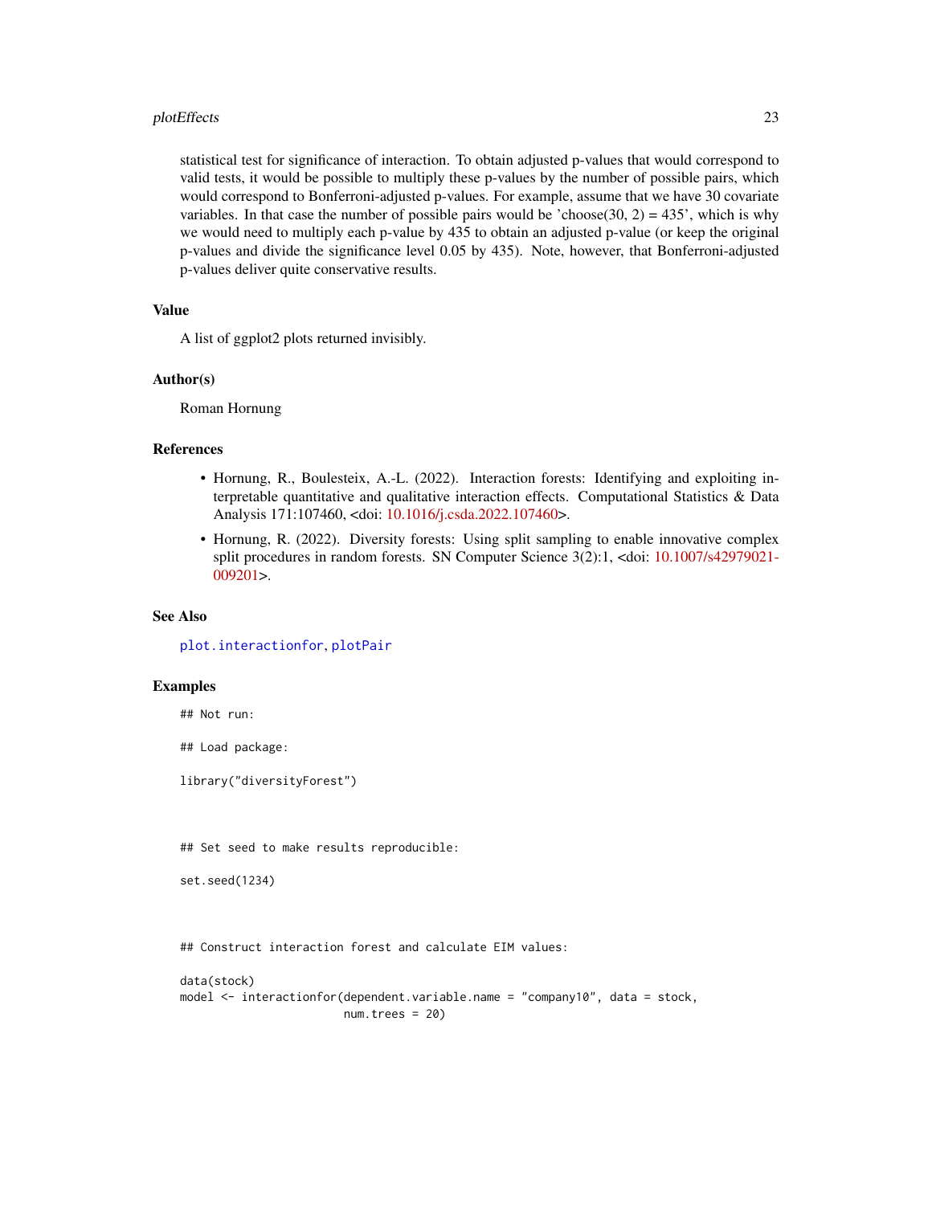statistical test for significance of interaction. To obtain adjusted p-values that would correspond to valid tests, it would be possible to multiply these p-values by the number of possible pairs, which would correspond to Bonferroni-adjusted p-values. For example, assume that we have 30 covariate variables. In that case the number of possible pairs would be 'choose(30, 2) = 435', which is why we would need to multiply each p-value by 435 to obtain an adjusted p-value (or keep the original p-values and divide the significance level 0.05 by 435). Note, however, that Bonferroni-adjusted p-values deliver quite conservative results.

## Value

A list of ggplot2 plots returned invisibly.

## Author(s)

Roman Hornung

## References

- Hornung, R., Boulesteix, A.-L. (2022). Interaction forests: Identifying and exploiting interpretable quantitative and qualitative interaction effects. Computational Statistics & Data Analysis 171:107460, <doi: 10.1016/j.csda.2022.107460>.
- Hornung, R. (2022). Diversity forests: Using split sampling to enable innovative complex split procedures in random forests. SN Computer Science 3(2):1, <doi: 10.1007/s42979021-009201>.

## See Also

`plot.interactionfor`, `plotPair`

## Examples

```
## Not run:

## Load package:

library("diversityForest")



## Set seed to make results reproducible:

set.seed(1234)



## Construct interaction forest and calculate EIM values:

data(stock)
model <- interactionfor(dependent.variable.name = "company10", data = stock,
                        num.trees = 20)
```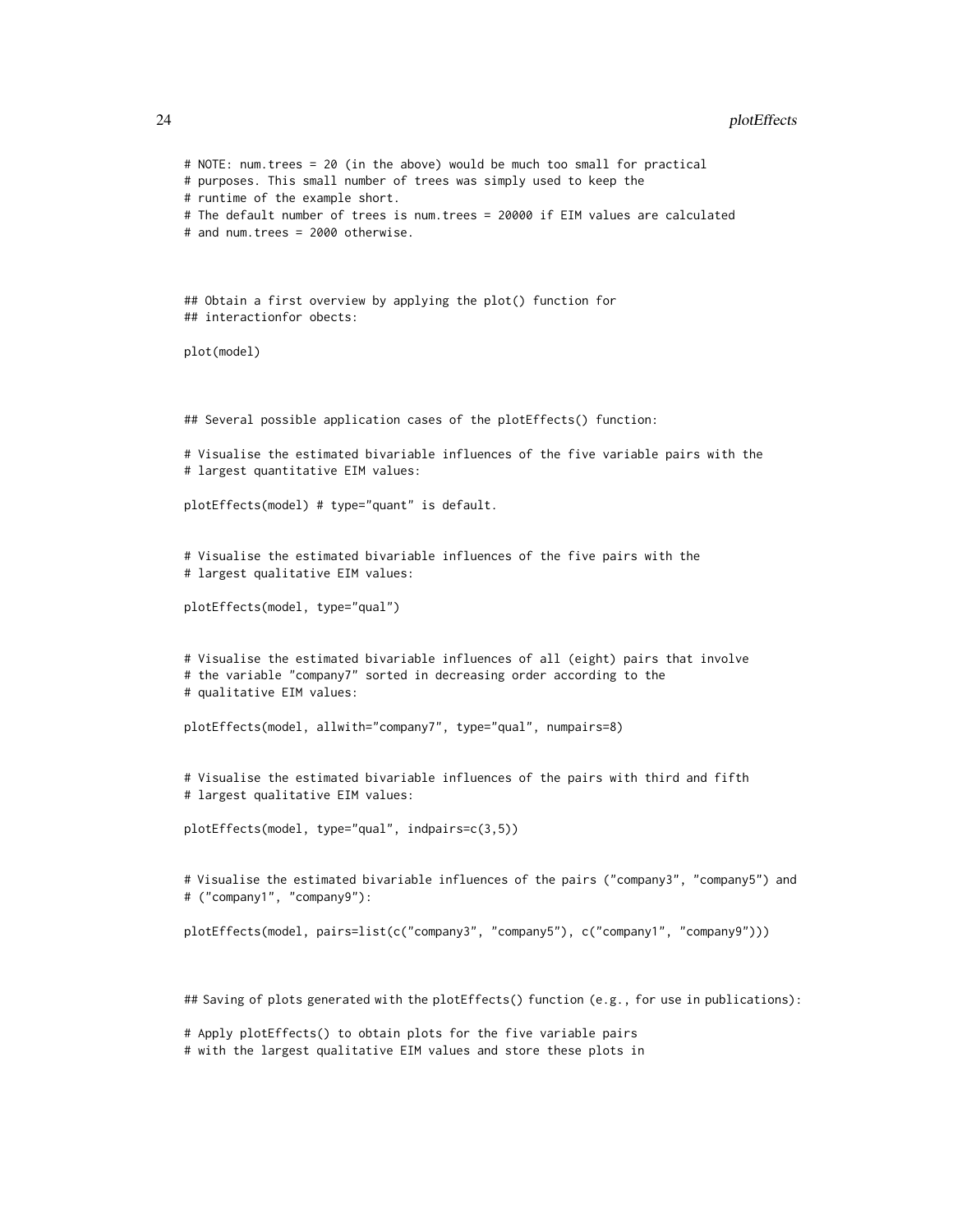```
# NOTE: num.trees = 20 (in the above) would be much too small for practical
# purposes. This small number of trees was simply used to keep the
# runtime of the example short.
# The default number of trees is num.trees = 20000 if EIM values are calculated
# and num.trees = 2000 otherwise.



## Obtain a first overview by applying the plot() function for
## interactionfor obects:

plot(model)



## Several possible application cases of the plotEffects() function:

# Visualise the estimated bivariable influences of the five variable pairs with the
# largest quantitative EIM values:

plotEffects(model) # type="quant" is default.


# Visualise the estimated bivariable influences of the five pairs with the
# largest qualitative EIM values:

plotEffects(model, type="qual")


# Visualise the estimated bivariable influences of all (eight) pairs that involve
# the variable "company7" sorted in decreasing order according to the
# qualitative EIM values:

plotEffects(model, allwith="company7", type="qual", numpairs=8)


# Visualise the estimated bivariable influences of the pairs with third and fifth
# largest qualitative EIM values:

plotEffects(model, type="qual", indpairs=c(3,5))


# Visualise the estimated bivariable influences of the pairs ("company3", "company5") and
# ("company1", "company9"):

plotEffects(model, pairs=list(c("company3", "company5"), c("company1", "company9")))



## Saving of plots generated with the plotEffects() function (e.g., for use in publications):

# Apply plotEffects() to obtain plots for the five variable pairs
# with the largest qualitative EIM values and store these plots in
```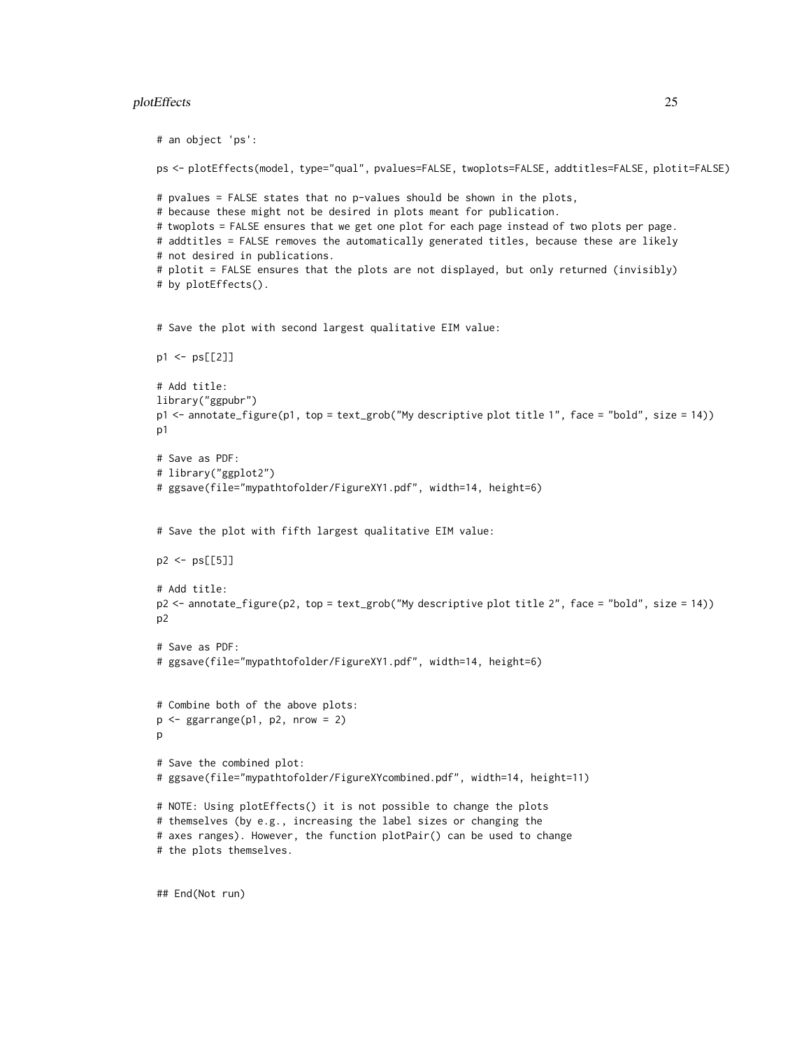```
# an object 'ps':

ps <- plotEffects(model, type="qual", pvalues=FALSE, twoplots=FALSE, addtitles=FALSE, plotit=FALSE)

# pvalues = FALSE states that no p-values should be shown in the plots,
# because these might not be desired in plots meant for publication.
# twoplots = FALSE ensures that we get one plot for each page instead of two plots per page.
# addtitles = FALSE removes the automatically generated titles, because these are likely
# not desired in publications.
# plotit = FALSE ensures that the plots are not displayed, but only returned (invisibly)
# by plotEffects().


# Save the plot with second largest qualitative EIM value:

p1 <- ps[[2]]

# Add title:
library("ggpubr")
p1 <- annotate_figure(p1, top = text_grob("My descriptive plot title 1", face = "bold", size = 14))
p1

# Save as PDF:
# library("ggplot2")
# ggsave(file="mypathtofolder/FigureXY1.pdf", width=14, height=6)


# Save the plot with fifth largest qualitative EIM value:

p2 <- ps[[5]]

# Add title:
p2 <- annotate_figure(p2, top = text_grob("My descriptive plot title 2", face = "bold", size = 14))
p2

# Save as PDF:
# ggsave(file="mypathtofolder/FigureXY1.pdf", width=14, height=6)


# Combine both of the above plots:
p <- ggarrange(p1, p2, nrow = 2)
p

# Save the combined plot:
# ggsave(file="mypathtofolder/FigureXYcombined.pdf", width=14, height=11)

# NOTE: Using plotEffects() it is not possible to change the plots
# themselves (by e.g., increasing the label sizes or changing the
# axes ranges). However, the function plotPair() can be used to change
# the plots themselves.


## End(Not run)
```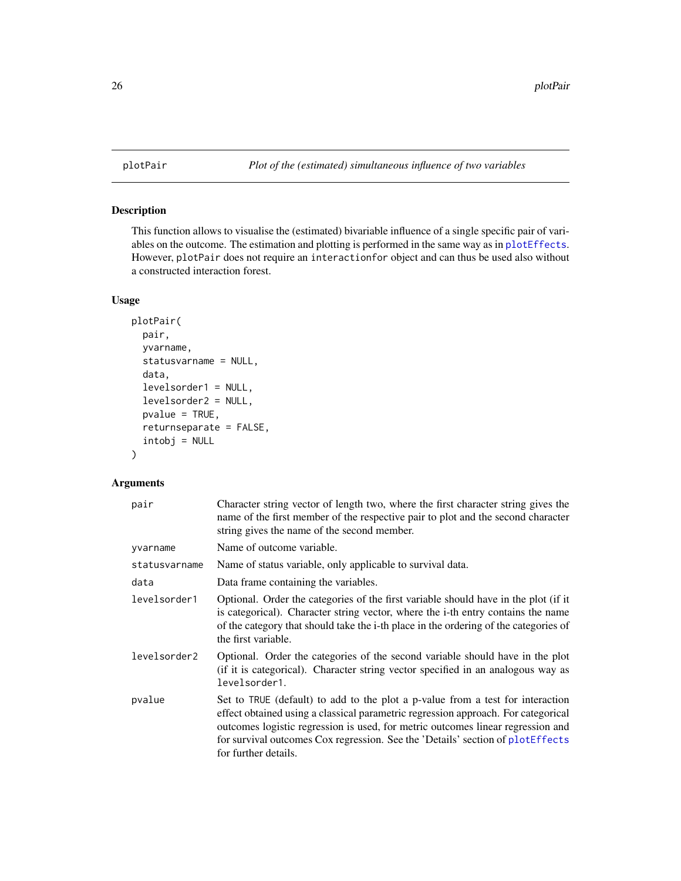plotPair *Plot of the (estimated) simultaneous influence of two variables*

## Description

This function allows to visualise the (estimated) bivariable influence of a single specific pair of variables on the outcome. The estimation and plotting is performed in the same way as in `plotEffects`. However, `plotPair` does not require an `interactionfor` object and can thus be used also without a constructed interaction forest.

## Usage

```
plotPair(
  pair,
  yvarname,
  statusvarname = NULL,
  data,
  levelsorder1 = NULL,
  levelsorder2 = NULL,
  pvalue = TRUE,
  returnseparate = FALSE,
  intobj = NULL
)
```

## Arguments

| | |
|---|---|
| `pair` | Character string vector of length two, where the first character string gives the name of the first member of the respective pair to plot and the second character string gives the name of the second member. |
| `yvarname` | Name of outcome variable. |
| `statusvarname` | Name of status variable, only applicable to survival data. |
| `data` | Data frame containing the variables. |
| `levelsorder1` | Optional. Order the categories of the first variable should have in the plot (if it is categorical). Character string vector, where the i-th entry contains the name of the category that should take the i-th place in the ordering of the categories of the first variable. |
| `levelsorder2` | Optional. Order the categories of the second variable should have in the plot (if it is categorical). Character string vector specified in an analogous way as `levelsorder1`. |
| `pvalue` | Set to `TRUE` (default) to add to the plot a p-value from a test for interaction effect obtained using a classical parametric regression approach. For categorical outcomes logistic regression is used, for metric outcomes linear regression and for survival outcomes Cox regression. See the 'Details' section of `plotEffects` for further details. |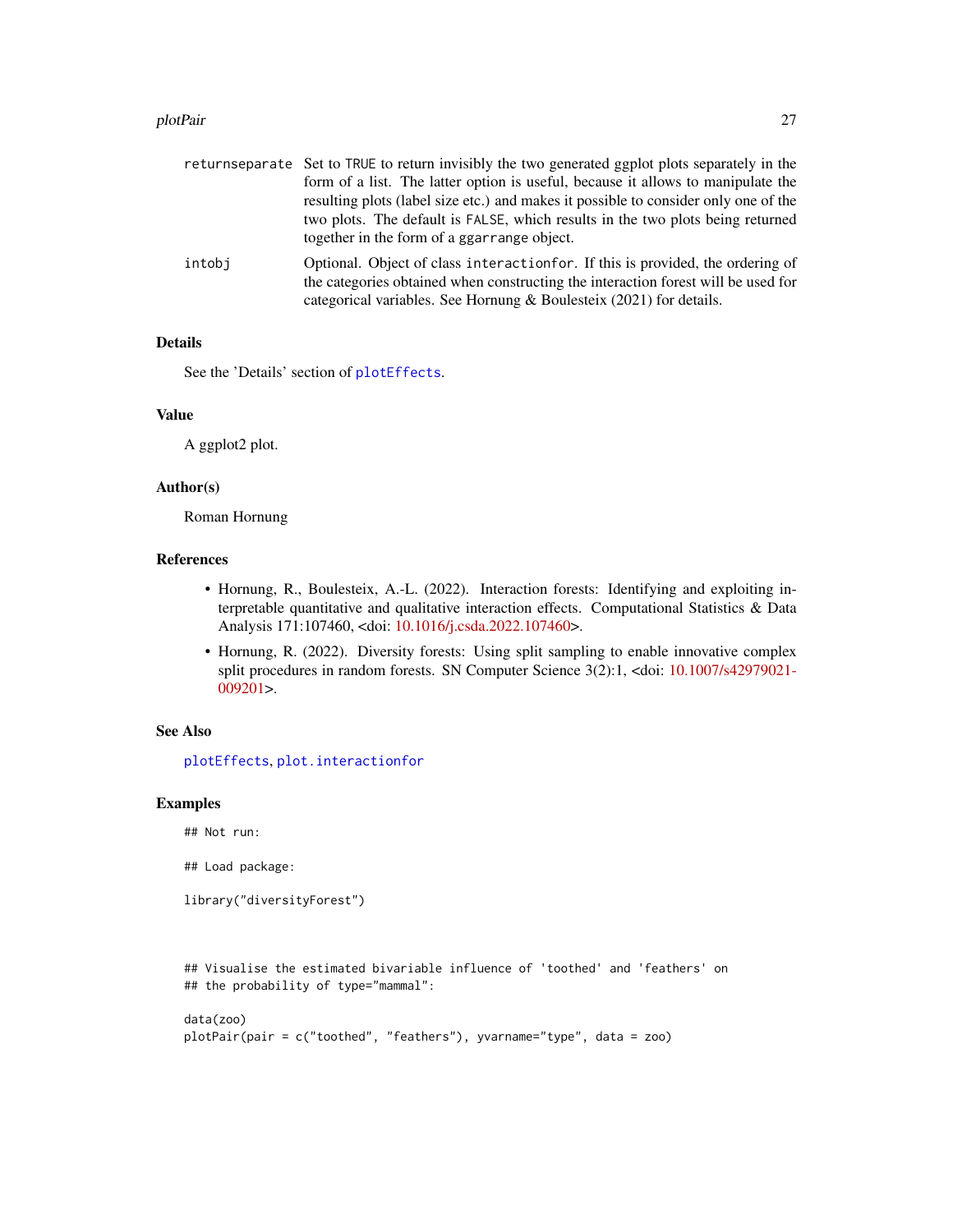| | |
|---|---|
| returnseparate | Set to TRUE to return invisibly the two generated ggplot plots separately in the form of a list. The latter option is useful, because it allows to manipulate the resulting plots (label size etc.) and makes it possible to consider only one of the two plots. The default is FALSE, which results in the two plots being returned together in the form of a ggarrange object. |
| intobj | Optional. Object of class interactionfor. If this is provided, the ordering of the categories obtained when constructing the interaction forest will be used for categorical variables. See Hornung & Boulesteix (2021) for details. |

## Details

See the 'Details' section of `plotEffects`.

## Value

A ggplot2 plot.

## Author(s)

Roman Hornung

## References

- Hornung, R., Boulesteix, A.-L. (2022). Interaction forests: Identifying and exploiting interpretable quantitative and qualitative interaction effects. Computational Statistics & Data Analysis 171:107460, <doi: 10.1016/j.csda.2022.107460>.
- Hornung, R. (2022). Diversity forests: Using split sampling to enable innovative complex split procedures in random forests. SN Computer Science 3(2):1, <doi: 10.1007/s42979021-009201>.

## See Also

`plotEffects`, `plot.interactionfor`

## Examples

```
## Not run:

## Load package:

library("diversityForest")



## Visualise the estimated bivariable influence of 'toothed' and 'feathers' on
## the probability of type="mammal":

data(zoo)
plotPair(pair = c("toothed", "feathers"), yvarname="type", data = zoo)
```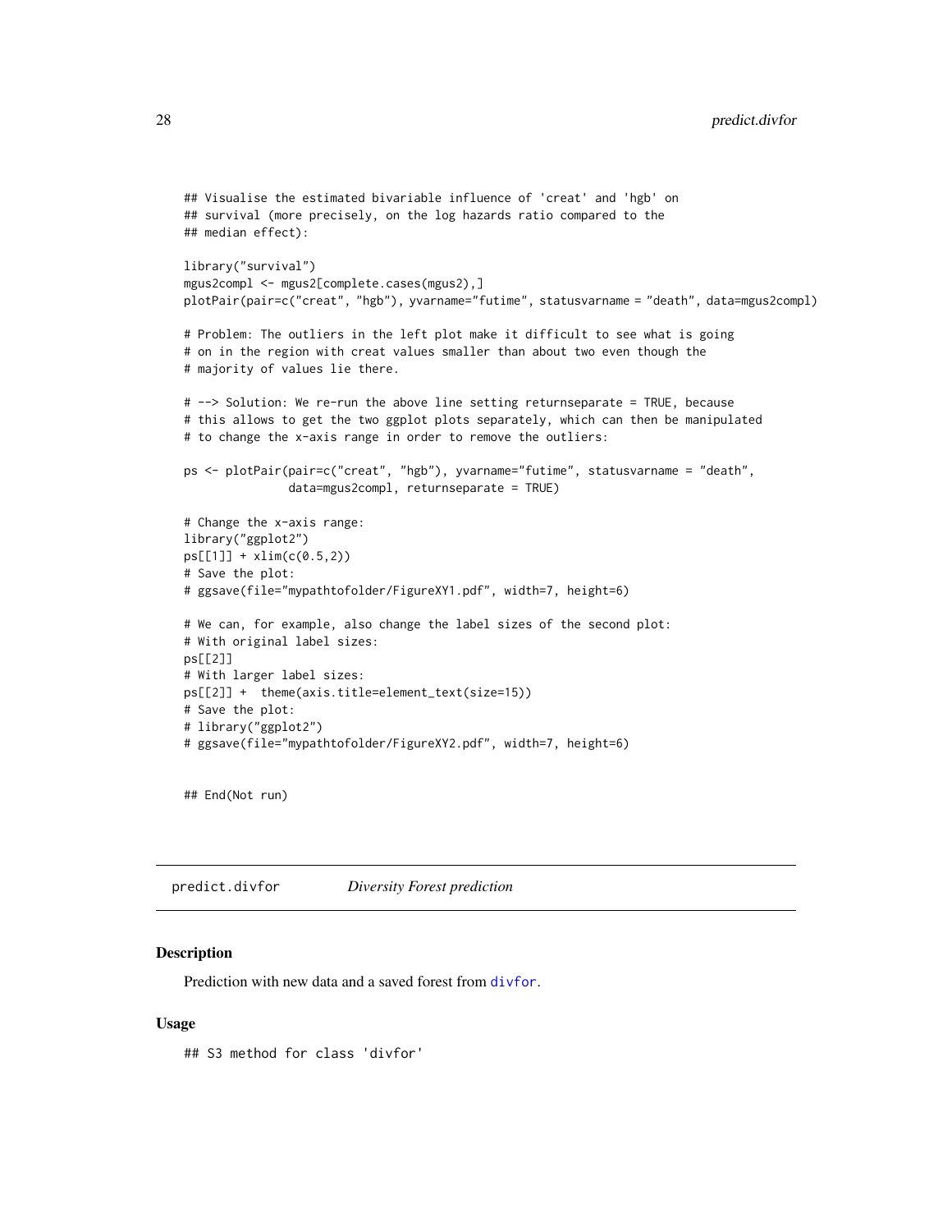```
## Visualise the estimated bivariable influence of 'creat' and 'hgb' on
## survival (more precisely, on the log hazards ratio compared to the
## median effect):

library("survival")
mgus2compl <- mgus2[complete.cases(mgus2),]
plotPair(pair=c("creat", "hgb"), yvarname="futime", statusvarname = "death", data=mgus2compl)

# Problem: The outliers in the left plot make it difficult to see what is going
# on in the region with creat values smaller than about two even though the
# majority of values lie there.

# --> Solution: We re-run the above line setting returnseparate = TRUE, because
# this allows to get the two ggplot plots separately, which can then be manipulated
# to change the x-axis range in order to remove the outliers:

ps <- plotPair(pair=c("creat", "hgb"), yvarname="futime", statusvarname = "death",
               data=mgus2compl, returnseparate = TRUE)

# Change the x-axis range:
library("ggplot2")
ps[[1]] + xlim(c(0.5,2))
# Save the plot:
# ggsave(file="mypathtofolder/FigureXY1.pdf", width=7, height=6)

# We can, for example, also change the label sizes of the second plot:
# With original label sizes:
ps[[2]]
# With larger label sizes:
ps[[2]] +  theme(axis.title=element_text(size=15))
# Save the plot:
# library("ggplot2")
# ggsave(file="mypathtofolder/FigureXY2.pdf", width=7, height=6)


## End(Not run)
```

## predict.divfor — *Diversity Forest prediction*

### Description

Prediction with new data and a saved forest from divfor.

### Usage

```
## S3 method for class 'divfor'
```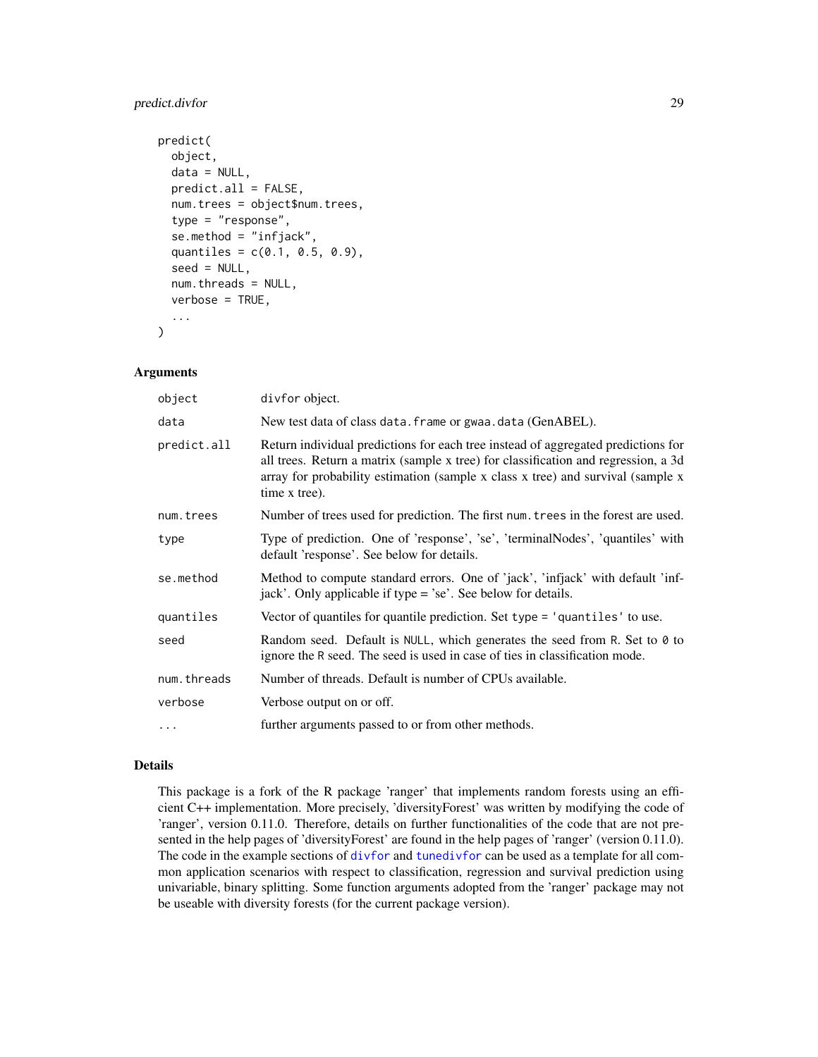```
predict(
  object,
  data = NULL,
  predict.all = FALSE,
  num.trees = object$num.trees,
  type = "response",
  se.method = "infjack",
  quantiles = c(0.1, 0.5, 0.9),
  seed = NULL,
  num.threads = NULL,
  verbose = TRUE,
  ...
)
```

### Arguments

| | |
|---|---|
| `object` | `divfor` object. |
| `data` | New test data of class `data.frame` or `gwaa.data` (GenABEL). |
| `predict.all` | Return individual predictions for each tree instead of aggregated predictions for all trees. Return a matrix (sample x tree) for classification and regression, a 3d array for probability estimation (sample x class x tree) and survival (sample x time x tree). |
| `num.trees` | Number of trees used for prediction. The first `num.trees` in the forest are used. |
| `type` | Type of prediction. One of 'response', 'se', 'terminalNodes', 'quantiles' with default 'response'. See below for details. |
| `se.method` | Method to compute standard errors. One of 'jack', 'infjack' with default 'infjack'. Only applicable if type = 'se'. See below for details. |
| `quantiles` | Vector of quantiles for quantile prediction. Set `type = 'quantiles'` to use. |
| `seed` | Random seed. Default is `NULL`, which generates the seed from `R`. Set to `0` to ignore the `R` seed. The seed is used in case of ties in classification mode. |
| `num.threads` | Number of threads. Default is number of CPUs available. |
| `verbose` | Verbose output on or off. |
| `...` | further arguments passed to or from other methods. |

### Details

This package is a fork of the R package 'ranger' that implements random forests using an efficient C++ implementation. More precisely, 'diversityForest' was written by modifying the code of 'ranger', version 0.11.0. Therefore, details on further functionalities of the code that are not presented in the help pages of 'diversityForest' are found in the help pages of 'ranger' (version 0.11.0). The code in the example sections of `divfor` and `tunedivfor` can be used as a template for all common application scenarios with respect to classification, regression and survival prediction using univariable, binary splitting. Some function arguments adopted from the 'ranger' package may not be useable with diversity forests (for the current package version).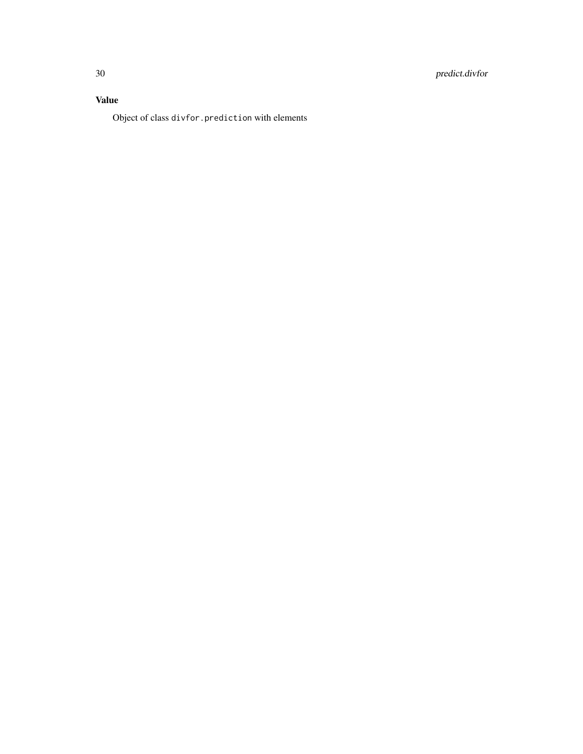## Value

Object of class `divfor.prediction` with elements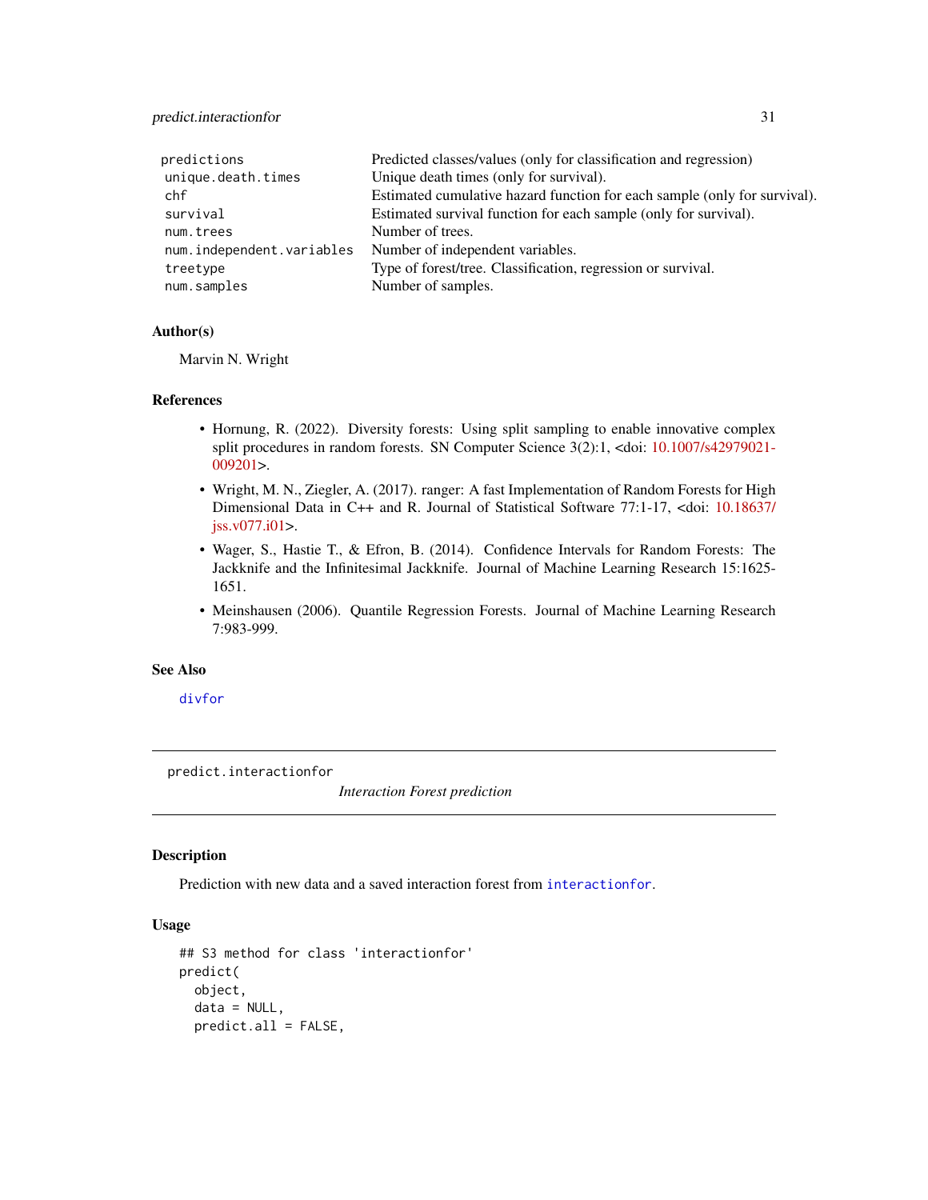| | |
|---|---|
| `predictions` | Predicted classes/values (only for classification and regression) |
| `unique.death.times` | Unique death times (only for survival). |
| `chf` | Estimated cumulative hazard function for each sample (only for survival). |
| `survival` | Estimated survival function for each sample (only for survival). |
| `num.trees` | Number of trees. |
| `num.independent.variables` | Number of independent variables. |
| `treetype` | Type of forest/tree. Classification, regression or survival. |
| `num.samples` | Number of samples. |

### Author(s)

Marvin N. Wright

### References

- Hornung, R. (2022). Diversity forests: Using split sampling to enable innovative complex split procedures in random forests. SN Computer Science 3(2):1, <doi: 10.1007/s42979021-009201>.
- Wright, M. N., Ziegler, A. (2017). ranger: A fast Implementation of Random Forests for High Dimensional Data in C++ and R. Journal of Statistical Software 77:1-17, <doi: 10.18637/jss.v077.i01>.
- Wager, S., Hastie T., & Efron, B. (2014). Confidence Intervals for Random Forests: The Jackknife and the Infinitesimal Jackknife. Journal of Machine Learning Research 15:1625-1651.
- Meinshausen (2006). Quantile Regression Forests. Journal of Machine Learning Research 7:983-999.

### See Also

`divfor`

---

## predict.interactionfor

*Interaction Forest prediction*

### Description

Prediction with new data and a saved interaction forest from `interactionfor`.

### Usage

```
## S3 method for class 'interactionfor'
predict(
  object,
  data = NULL,
  predict.all = FALSE,
```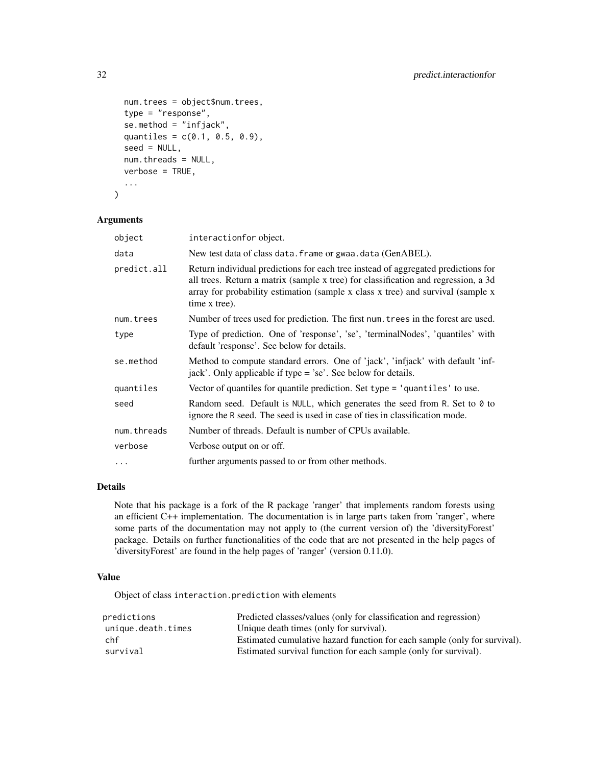```
  num.trees = object$num.trees,
  type = "response",
  se.method = "infjack",
  quantiles = c(0.1, 0.5, 0.9),
  seed = NULL,
  num.threads = NULL,
  verbose = TRUE,
  ...
)
```

## Arguments

| | |
|---|---|
| object | interactionfor object. |
| data | New test data of class data.frame or gwaa.data (GenABEL). |
| predict.all | Return individual predictions for each tree instead of aggregated predictions for all trees. Return a matrix (sample x tree) for classification and regression, a 3d array for probability estimation (sample x class x tree) and survival (sample x time x tree). |
| num.trees | Number of trees used for prediction. The first num.trees in the forest are used. |
| type | Type of prediction. One of 'response', 'se', 'terminalNodes', 'quantiles' with default 'response'. See below for details. |
| se.method | Method to compute standard errors. One of 'jack', 'infjack' with default 'infjack'. Only applicable if type = 'se'. See below for details. |
| quantiles | Vector of quantiles for quantile prediction. Set type = 'quantiles' to use. |
| seed | Random seed. Default is NULL, which generates the seed from R. Set to 0 to ignore the R seed. The seed is used in case of ties in classification mode. |
| num.threads | Number of threads. Default is number of CPUs available. |
| verbose | Verbose output on or off. |
| ... | further arguments passed to or from other methods. |

## Details

Note that his package is a fork of the R package 'ranger' that implements random forests using an efficient C++ implementation. The documentation is in large parts taken from 'ranger', where some parts of the documentation may not apply to (the current version of) the 'diversityForest' package. Details on further functionalities of the code that are not presented in the help pages of 'diversityForest' are found in the help pages of 'ranger' (version 0.11.0).

## Value

Object of class interaction.prediction with elements

| | |
|---|---|
| predictions | Predicted classes/values (only for classification and regression) |
| unique.death.times | Unique death times (only for survival). |
| chf | Estimated cumulative hazard function for each sample (only for survival). |
| survival | Estimated survival function for each sample (only for survival). |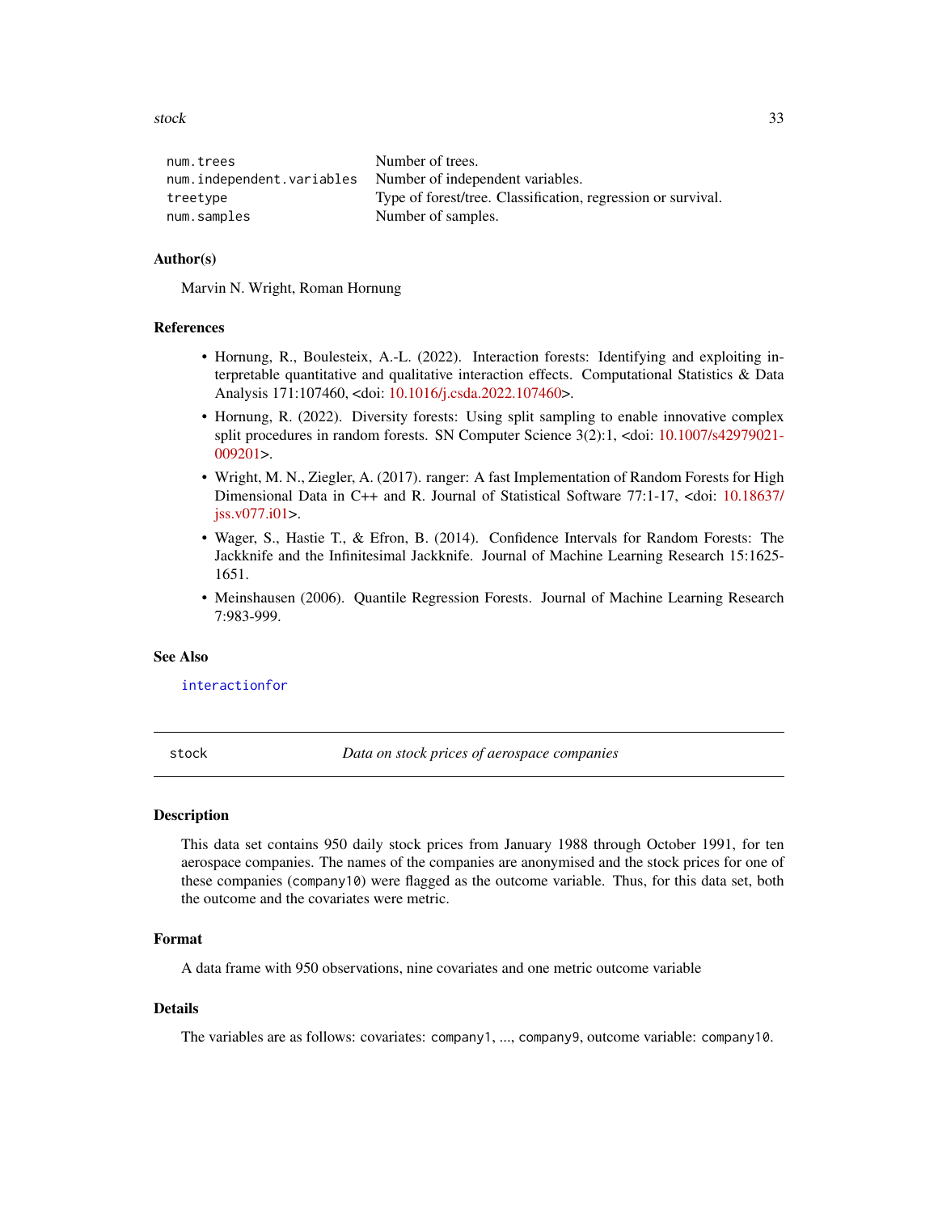| | |
|---|---|
| num.trees | Number of trees. |
| num.independent.variables | Number of independent variables. |
| treetype | Type of forest/tree. Classification, regression or survival. |
| num.samples | Number of samples. |

### Author(s)

Marvin N. Wright, Roman Hornung

### References

- Hornung, R., Boulesteix, A.-L. (2022). Interaction forests: Identifying and exploiting interpretable quantitative and qualitative interaction effects. Computational Statistics & Data Analysis 171:107460, <doi: 10.1016/j.csda.2022.107460>.
- Hornung, R. (2022). Diversity forests: Using split sampling to enable innovative complex split procedures in random forests. SN Computer Science 3(2):1, <doi: 10.1007/s42979021-009201>.
- Wright, M. N., Ziegler, A. (2017). ranger: A fast Implementation of Random Forests for High Dimensional Data in C++ and R. Journal of Statistical Software 77:1-17, <doi: 10.18637/jss.v077.i01>.
- Wager, S., Hastie T., & Efron, B. (2014). Confidence Intervals for Random Forests: The Jackknife and the Infinitesimal Jackknife. Journal of Machine Learning Research 15:1625-1651.
- Meinshausen (2006). Quantile Regression Forests. Journal of Machine Learning Research 7:983-999.

### See Also

`interactionfor`

---

## stock — *Data on stock prices of aerospace companies*

### Description

This data set contains 950 daily stock prices from January 1988 through October 1991, for ten aerospace companies. The names of the companies are anonymised and the stock prices for one of these companies (`company10`) were flagged as the outcome variable. Thus, for this data set, both the outcome and the covariates were metric.

### Format

A data frame with 950 observations, nine covariates and one metric outcome variable

### Details

The variables are as follows: covariates: `company1`, ..., `company9`, outcome variable: `company10`.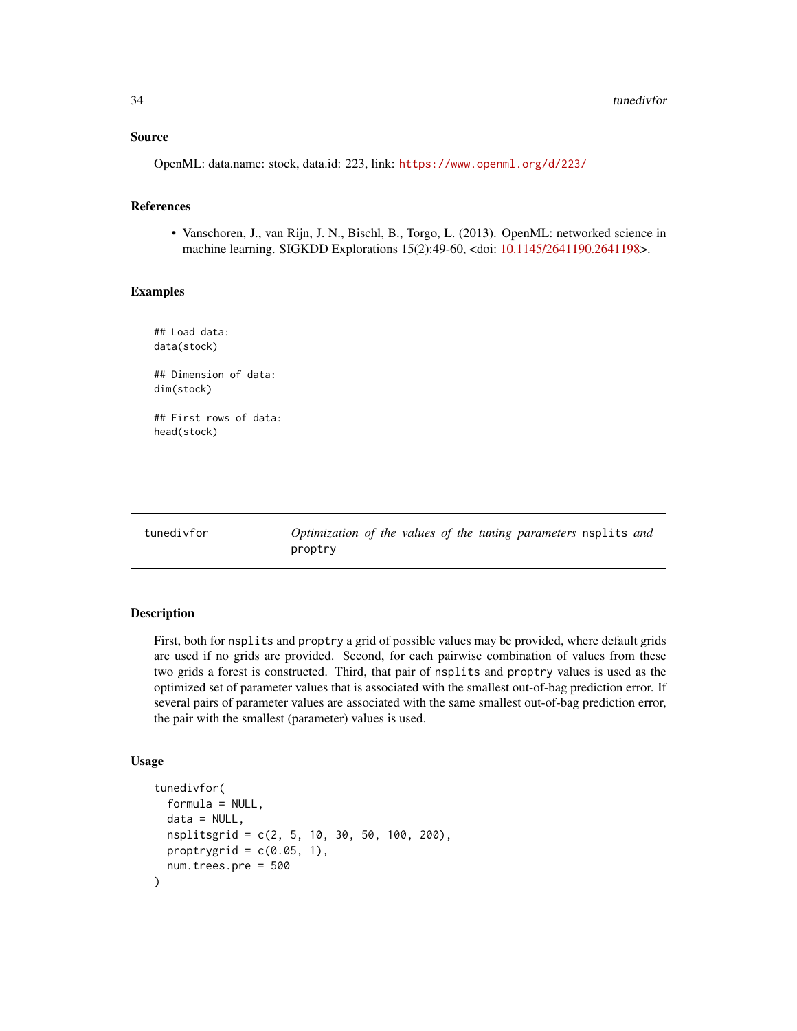### Source

OpenML: data.name: stock, data.id: 223, link: https://www.openml.org/d/223/

### References

- Vanschoren, J., van Rijn, J. N., Bischl, B., Torgo, L. (2013). OpenML: networked science in machine learning. SIGKDD Explorations 15(2):49-60, <doi: 10.1145/2641190.2641198>.

### Examples

```
## Load data:
data(stock)

## Dimension of data:
dim(stock)

## First rows of data:
head(stock)
```

---

## tunedivfor — *Optimization of the values of the tuning parameters* `nsplits` *and* `proptry`

---

### Description

First, both for `nsplits` and `proptry` a grid of possible values may be provided, where default grids are used if no grids are provided. Second, for each pairwise combination of values from these two grids a forest is constructed. Third, that pair of `nsplits` and `proptry` values is used as the optimized set of parameter values that is associated with the smallest out-of-bag prediction error. If several pairs of parameter values are associated with the same smallest out-of-bag prediction error, the pair with the smallest (parameter) values is used.

### Usage

```
tunedivfor(
  formula = NULL,
  data = NULL,
  nsplitsgrid = c(2, 5, 10, 30, 50, 100, 200),
  proptrygrid = c(0.05, 1),
  num.trees.pre = 500
)
```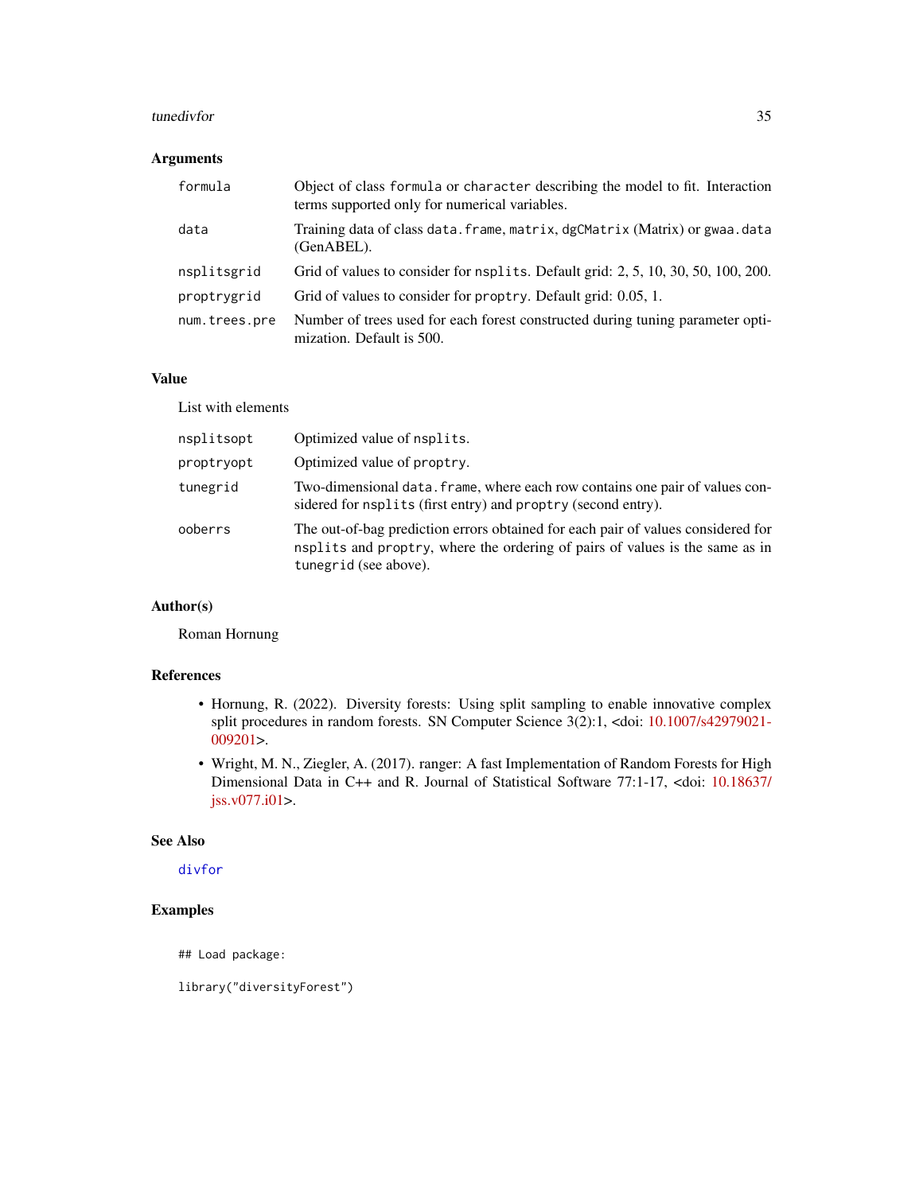## Arguments

| | |
|---|---|
| formula | Object of class `formula` or `character` describing the model to fit. Interaction terms supported only for numerical variables. |
| data | Training data of class `data.frame`, `matrix`, `dgCMatrix` (Matrix) or `gwaa.data` (GenABEL). |
| nsplitsgrid | Grid of values to consider for `nsplits`. Default grid: 2, 5, 10, 30, 50, 100, 200. |
| proptrygrid | Grid of values to consider for `proptry`. Default grid: 0.05, 1. |
| num.trees.pre | Number of trees used for each forest constructed during tuning parameter optimization. Default is 500. |

## Value

List with elements

| | |
|---|---|
| nsplitsopt | Optimized value of `nsplits`. |
| proptryopt | Optimized value of `proptry`. |
| tunegrid | Two-dimensional `data.frame`, where each row contains one pair of values considered for `nsplits` (first entry) and `proptry` (second entry). |
| ooberrs | The out-of-bag prediction errors obtained for each pair of values considered for `nsplits` and `proptry`, where the ordering of pairs of values is the same as in `tunegrid` (see above). |

## Author(s)

Roman Hornung

## References

- Hornung, R. (2022). Diversity forests: Using split sampling to enable innovative complex split procedures in random forests. SN Computer Science 3(2):1, <doi: 10.1007/s42979021-009201>.
- Wright, M. N., Ziegler, A. (2017). ranger: A fast Implementation of Random Forests for High Dimensional Data in C++ and R. Journal of Statistical Software 77:1-17, <doi: 10.18637/jss.v077.i01>.

## See Also

divfor

## Examples

```
## Load package:

library("diversityForest")
```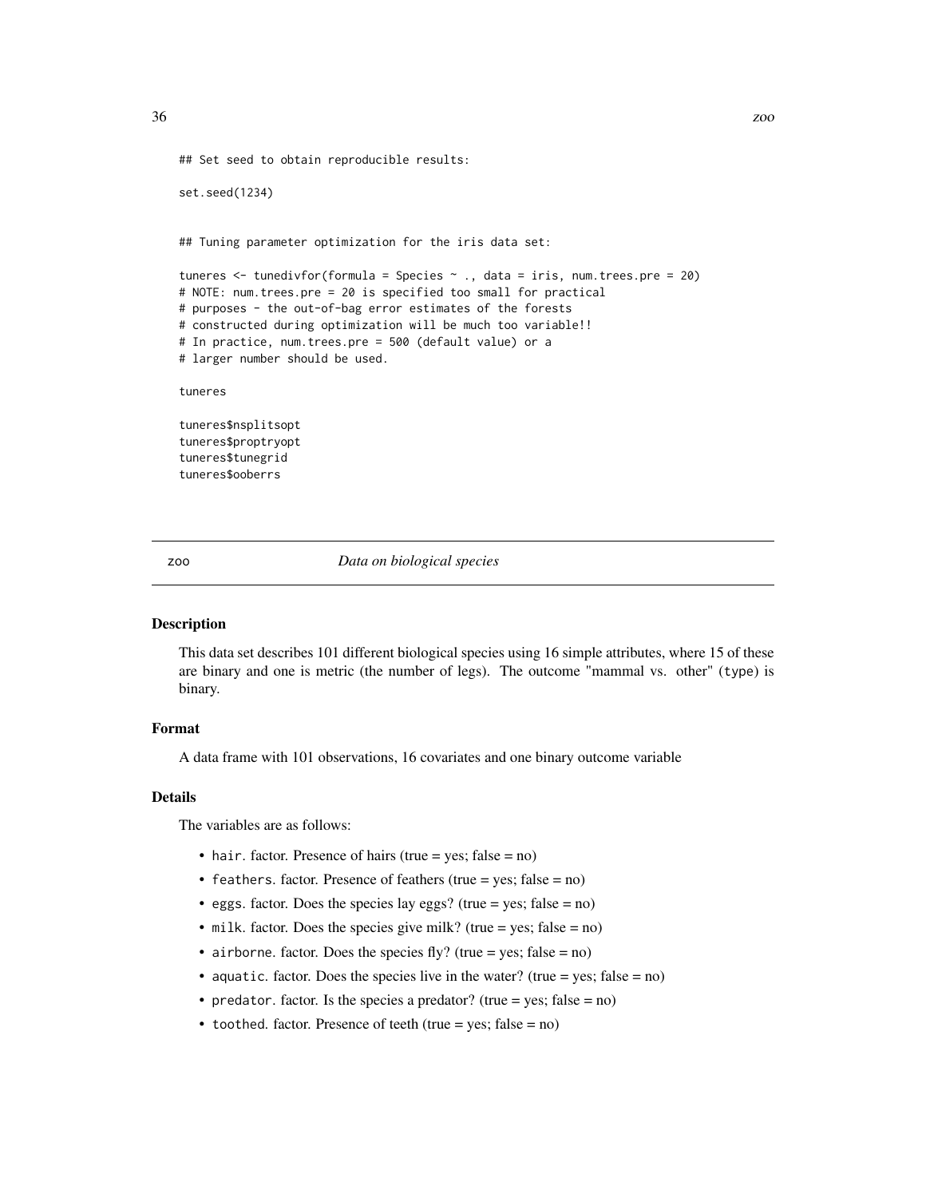```
## Set seed to obtain reproducible results:

set.seed(1234)


## Tuning parameter optimization for the iris data set:

tuneres <- tunedivfor(formula = Species ~ ., data = iris, num.trees.pre = 20)
# NOTE: num.trees.pre = 20 is specified too small for practical
# purposes - the out-of-bag error estimates of the forests
# constructed during optimization will be much too variable!!
# In practice, num.trees.pre = 500 (default value) or a
# larger number should be used.

tuneres

tuneres$nsplitsopt
tuneres$proptryopt
tuneres$tunegrid
tuneres$ooberrs
```

---

## zoo — *Data on biological species*

### Description

This data set describes 101 different biological species using 16 simple attributes, where 15 of these are binary and one is metric (the number of legs). The outcome "mammal vs. other" (type) is binary.

### Format

A data frame with 101 observations, 16 covariates and one binary outcome variable

### Details

The variables are as follows:

- hair. factor. Presence of hairs (true = yes; false = no)
- feathers. factor. Presence of feathers (true = yes; false = no)
- eggs. factor. Does the species lay eggs? (true = yes; false = no)
- milk. factor. Does the species give milk? (true = yes; false = no)
- airborne. factor. Does the species fly? (true = yes; false = no)
- aquatic. factor. Does the species live in the water? (true = yes; false = no)
- predator. factor. Is the species a predator? (true = yes; false = no)
- toothed. factor. Presence of teeth (true = yes; false = no)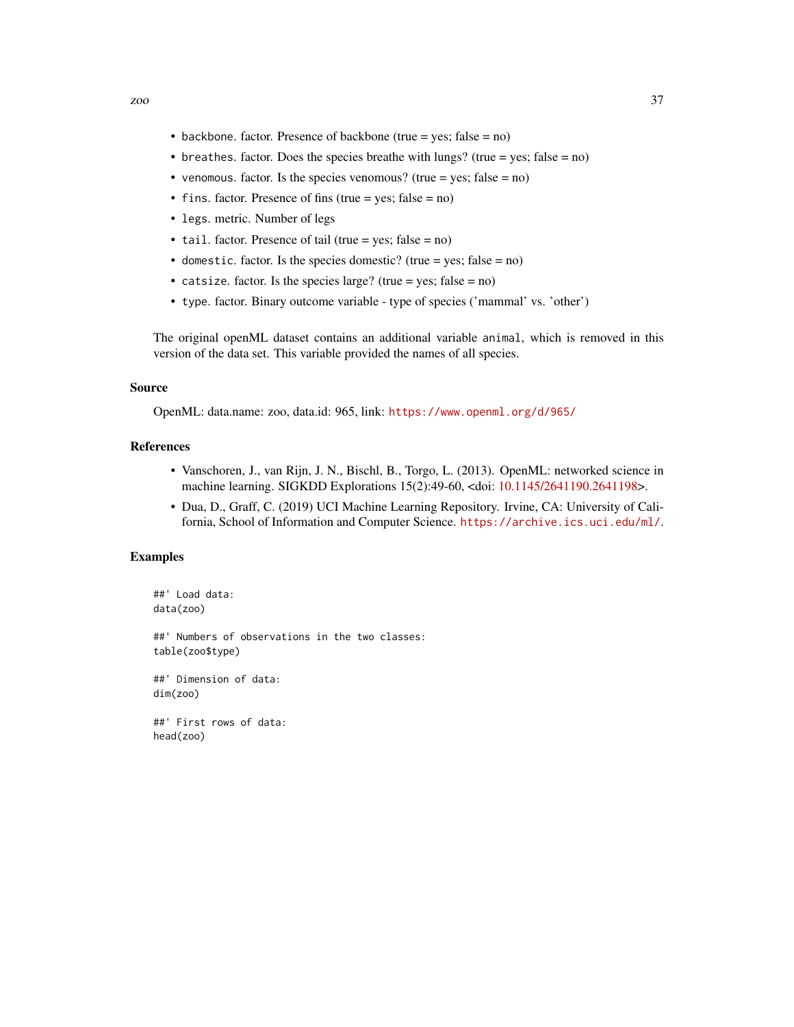- `backbone`. factor. Presence of backbone (true = yes; false = no)
- `breathes`. factor. Does the species breathe with lungs? (true = yes; false = no)
- `venomous`. factor. Is the species venomous? (true = yes; false = no)
- `fins`. factor. Presence of fins (true = yes; false = no)
- `legs`. metric. Number of legs
- `tail`. factor. Presence of tail (true = yes; false = no)
- `domestic`. factor. Is the species domestic? (true = yes; false = no)
- `catsize`. factor. Is the species large? (true = yes; false = no)
- `type`. factor. Binary outcome variable - type of species ('mammal' vs. 'other')

The original openML dataset contains an additional variable `animal`, which is removed in this version of the data set. This variable provided the names of all species.

### Source

OpenML: data.name: zoo, data.id: 965, link: https://www.openml.org/d/965/

### References

- Vanschoren, J., van Rijn, J. N., Bischl, B., Torgo, L. (2013). OpenML: networked science in machine learning. SIGKDD Explorations 15(2):49-60, <doi: 10.1145/2641190.2641198>.
- Dua, D., Graff, C. (2019) UCI Machine Learning Repository. Irvine, CA: University of California, School of Information and Computer Science. https://archive.ics.uci.edu/ml/.

### Examples

```
##' Load data:
data(zoo)

##' Numbers of observations in the two classes:
table(zoo$type)

##' Dimension of data:
dim(zoo)

##' First rows of data:
head(zoo)
```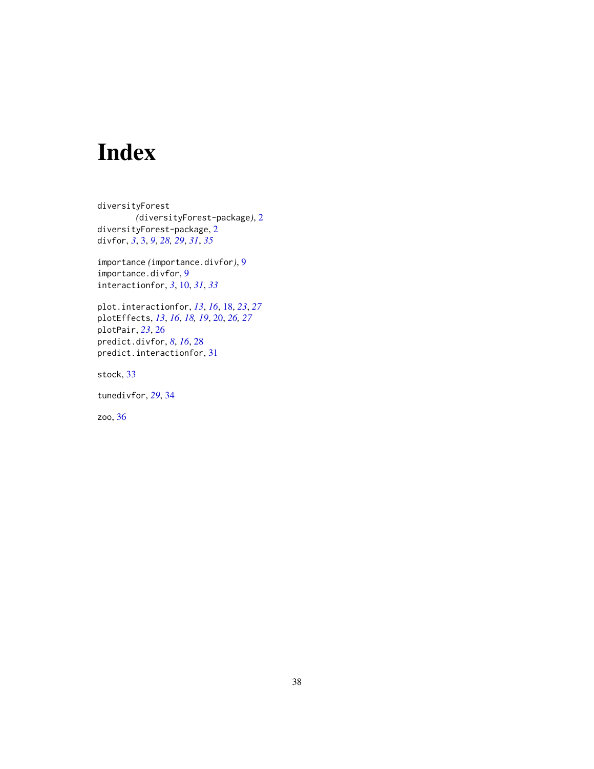# Index

diversityForest
        (diversityForest-package), 2
diversityForest-package, 2
divfor, *3*, 3, *9*, *28, 29*, *31*, *35*

importance (importance.divfor), 9
importance.divfor, 9
interactionfor, *3*, 10, *31*, *33*

plot.interactionfor, *13*, *16*, 18, *23*, *27*
plotEffects, *13*, *16*, *18, 19*, 20, *26, 27*
plotPair, *23*, 26
predict.divfor, *8*, *16*, 28
predict.interactionfor, 31

stock, 33

tunedivfor, *29*, 34

zoo, 36